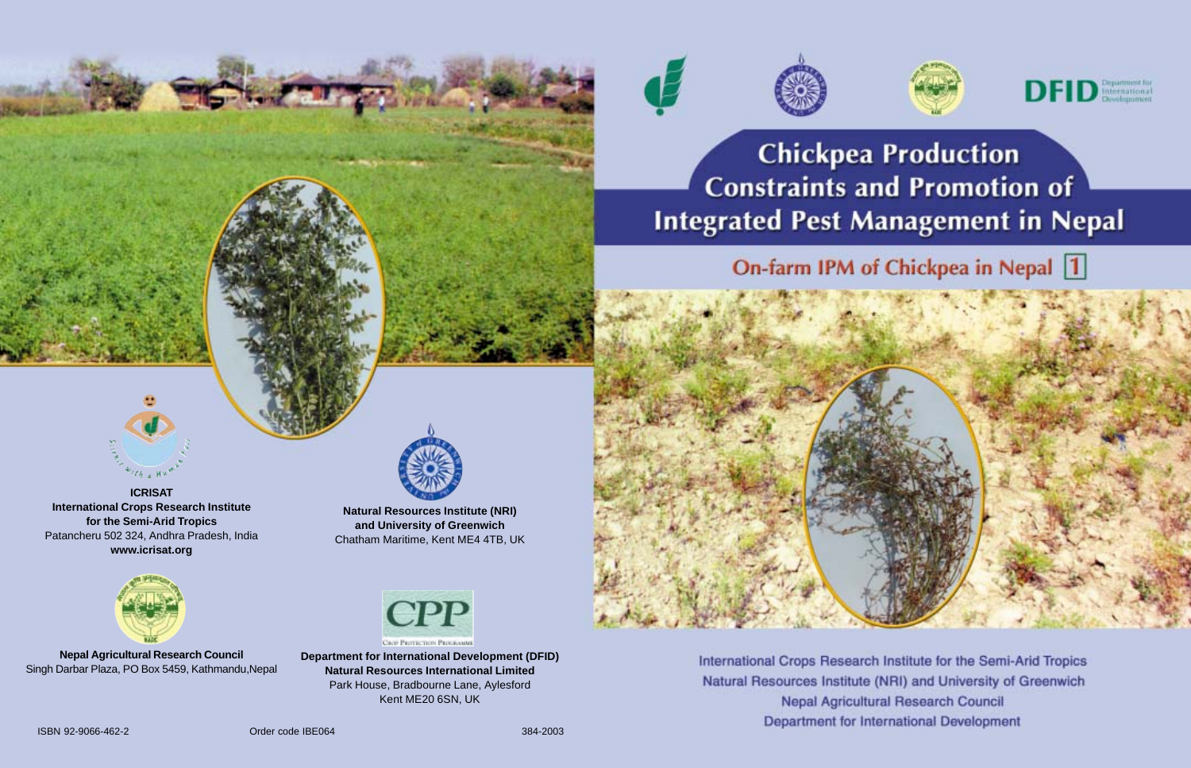# Chickpea Production Constraints and Promotion of Integrated Pest Management in Nepal

## On-farm IPM of Chickpea in Nepal 1

International Crops Research Institute for the Semi-Arid Tropics
Natural Resources Institute (NRI) and University of Greenwich
Nepal Agricultural Research Council
Department for International Development

---

**ICRISAT**
**International Crops Research Institute for the Semi-Arid Tropics**
Patancheru 502 324, Andhra Pradesh, India
**www.icrisat.org**

**Natural Resources Institute (NRI) and University of Greenwich**
Chatham Maritime, Kent ME4 4TB, UK

**Nepal Agricultural Research Council**
Singh Darbar Plaza, PO Box 5459, Kathmandu,Nepal

**Department for International Development (DFID)**
**Natural Resources International Limited**
Park House, Bradbourne Lane, Aylesford
Kent ME20 6SN, UK

ISBN 92-9066-462-2 Order code IBE064 384-2003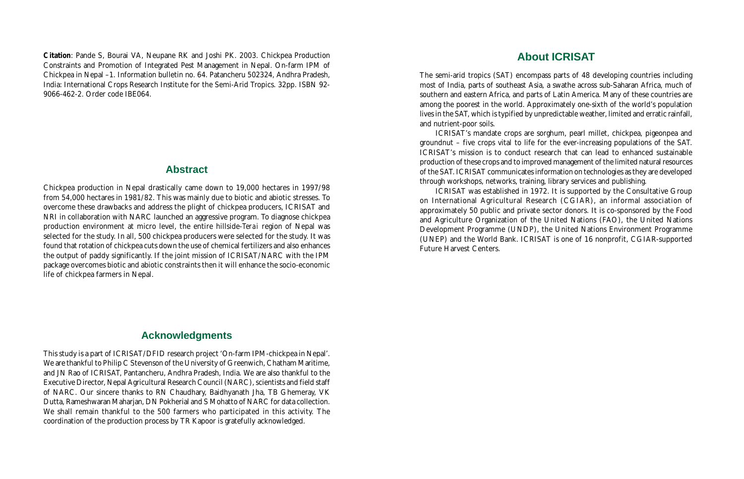**Citation**: Pande S, Bourai VA, Neupane RK and Joshi PK. 2003. Chickpea Production Constraints and Promotion of Integrated Pest Management in Nepal. On-farm IPM of Chickpea in Nepal –1. Information bulletin no. 64. Patancheru 502324, Andhra Pradesh, India: International Crops Research Institute for the Semi-Arid Tropics. 32pp. ISBN 92-9066-462-2. Order code IBE064.

## Abstract

Chickpea production in Nepal drastically came down to 19,000 hectares in 1997/98 from 54,000 hectares in 1981/82. This was mainly due to biotic and abiotic stresses. To overcome these drawbacks and address the plight of chickpea producers, ICRISAT and NRI in collaboration with NARC launched an aggressive program. To diagnose chickpea production environment at micro level, the entire hillside-*Terai* region of Nepal was selected for the study. In all, 500 chickpea producers were selected for the study. It was found that rotation of chickpea cuts down the use of chemical fertilizers and also enhances the output of paddy significantly. If the joint mission of ICRISAT/NARC with the IPM package overcomes biotic and abiotic constraints then it will enhance the socio-economic life of chickpea farmers in Nepal.

## Acknowledgments

This study is a part of ICRISAT/DFID research project 'On-farm IPM-chickpea in Nepal'. We are thankful to Philip C Stevenson of the University of Greenwich, Chatham Maritime, and JN Rao of ICRISAT, Pantancheru, Andhra Pradesh, India. We are also thankful to the Executive Director, Nepal Agricultural Research Council (NARC), scientists and field staff of NARC. Our sincere thanks to RN Chaudhary, Baidhyanath Jha, TB Ghemeray, VK Dutta, Rameshwaran Maharjan, DN Pokherial and S Mohatto of NARC for data collection. We shall remain thankful to the 500 farmers who participated in this activity. The coordination of the production process by TR Kapoor is gratefully acknowledged.

## About ICRISAT

The semi-arid tropics (SAT) encompass parts of 48 developing countries including most of India, parts of southeast Asia, a swathe across sub-Saharan Africa, much of southern and eastern Africa, and parts of Latin America. Many of these countries are among the poorest in the world. Approximately one-sixth of the world's population lives in the SAT, which is typified by unpredictable weather, limited and erratic rainfall, and nutrient-poor soils.

ICRISAT's mandate crops are sorghum, pearl millet, chickpea, pigeonpea and groundnut – five crops vital to life for the ever-increasing populations of the SAT. ICRISAT's mission is to conduct research that can lead to enhanced sustainable production of these crops and to improved management of the limited natural resources of the SAT. ICRISAT communicates information on technologies as they are developed through workshops, networks, training, library services and publishing.

ICRISAT was established in 1972. It is supported by the Consultative Group on International Agricultural Research (CGIAR), an informal association of approximately 50 public and private sector donors. It is co-sponsored by the Food and Agriculture Organization of the United Nations (FAO), the United Nations Development Programme (UNDP), the United Nations Environment Programme (UNEP) and the World Bank. ICRISAT is one of 16 nonprofit, CGIAR-supported Future Harvest Centers.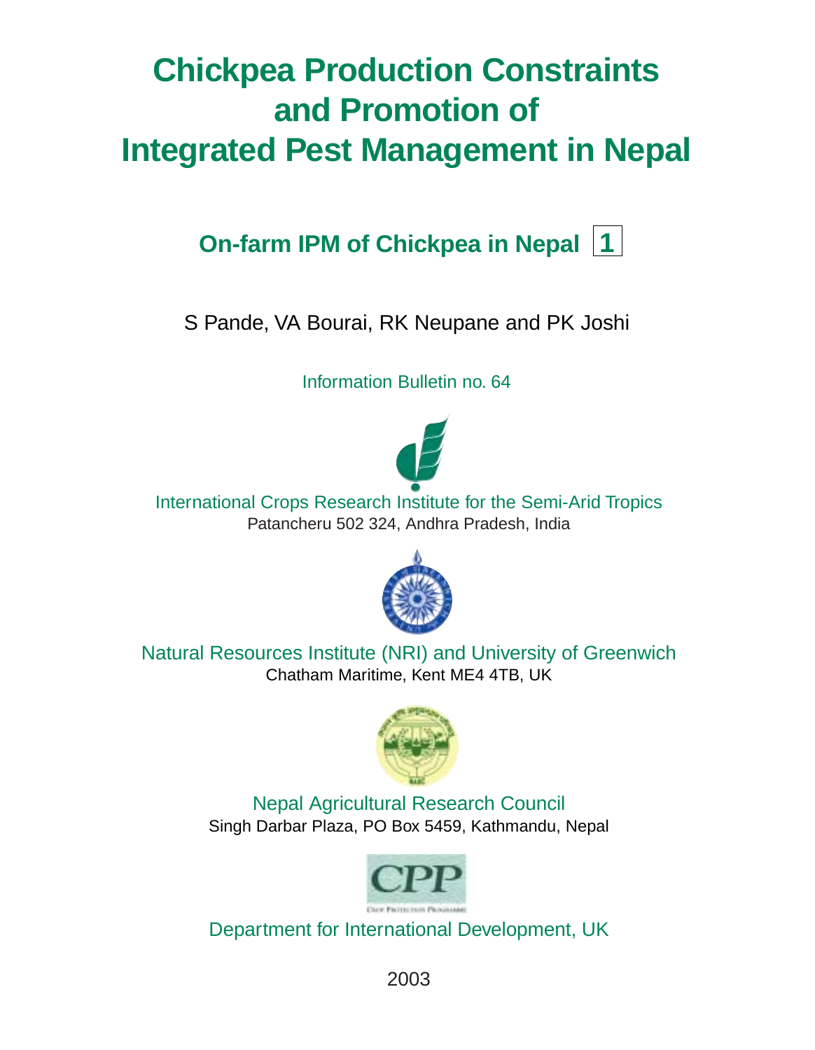# Chickpea Production Constraints and Promotion of Integrated Pest Management in Nepal

## On-farm IPM of Chickpea in Nepal 1

S Pande, VA Bourai, RK Neupane and PK Joshi

Information Bulletin no. 64

International Crops Research Institute for the Semi-Arid Tropics
Patancheru 502 324, Andhra Pradesh, India

Natural Resources Institute (NRI) and University of Greenwich
Chatham Maritime, Kent ME4 4TB, UK

Nepal Agricultural Research Council
Singh Darbar Plaza, PO Box 5459, Kathmandu, Nepal

Department for International Development, UK

2003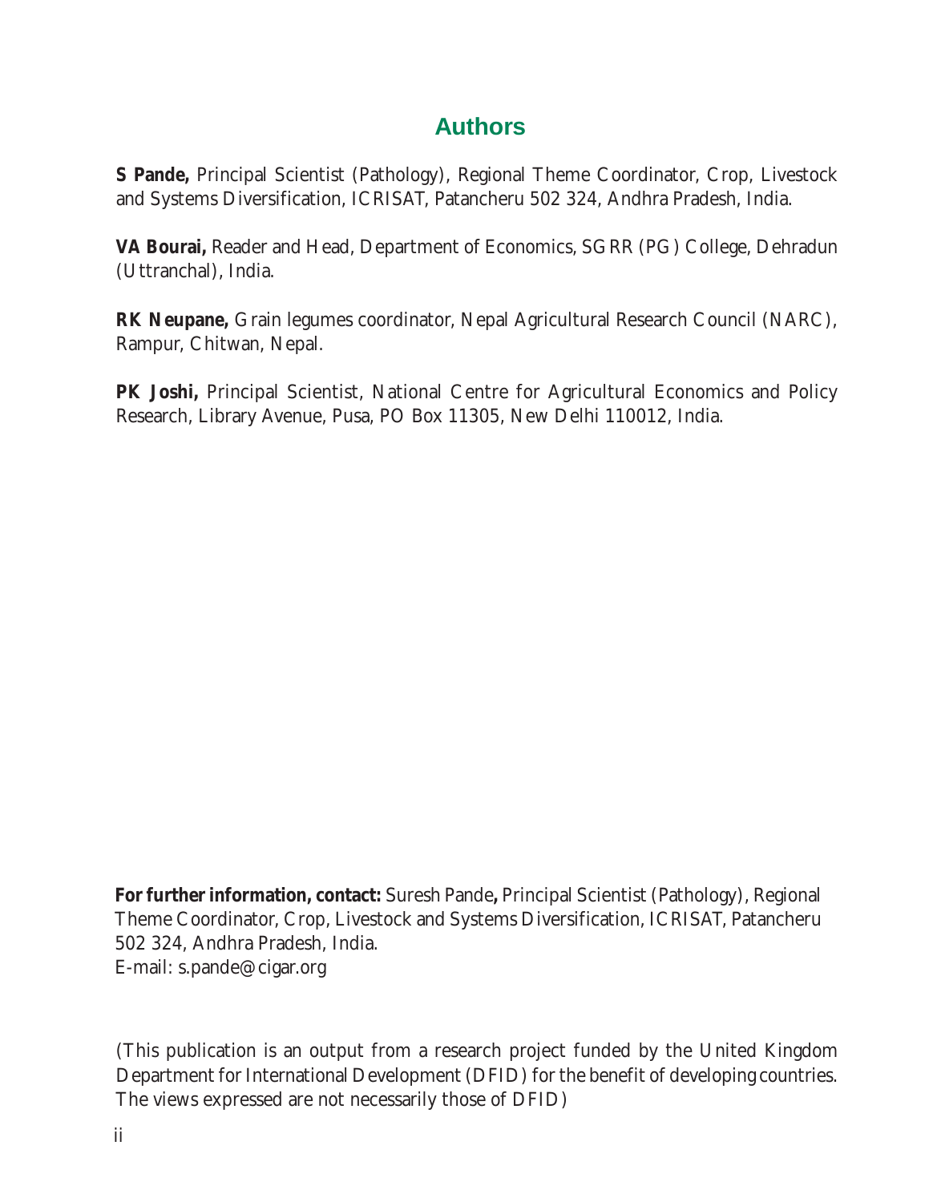## Authors

**S Pande,** Principal Scientist (Pathology), Regional Theme Coordinator, Crop, Livestock and Systems Diversification, ICRISAT, Patancheru 502 324, Andhra Pradesh, India.

**VA Bourai,** Reader and Head, Department of Economics, SGRR (PG) College, Dehradun (Uttranchal), India.

**RK Neupane,** Grain legumes coordinator, Nepal Agricultural Research Council (NARC), Rampur, Chitwan, Nepal.

**PK Joshi,** Principal Scientist, National Centre for Agricultural Economics and Policy Research, Library Avenue, Pusa, PO Box 11305, New Delhi 110012, India.

**For further information, contact:** Suresh Pande**,** Principal Scientist (Pathology), Regional Theme Coordinator, Crop, Livestock and Systems Diversification, ICRISAT, Patancheru 502 324, Andhra Pradesh, India.
E-mail: s.pande@cigar.org

(This publication is an output from a research project funded by the United Kingdom Department for International Development (DFID) for the benefit of developing countries. The views expressed are not necessarily those of DFID)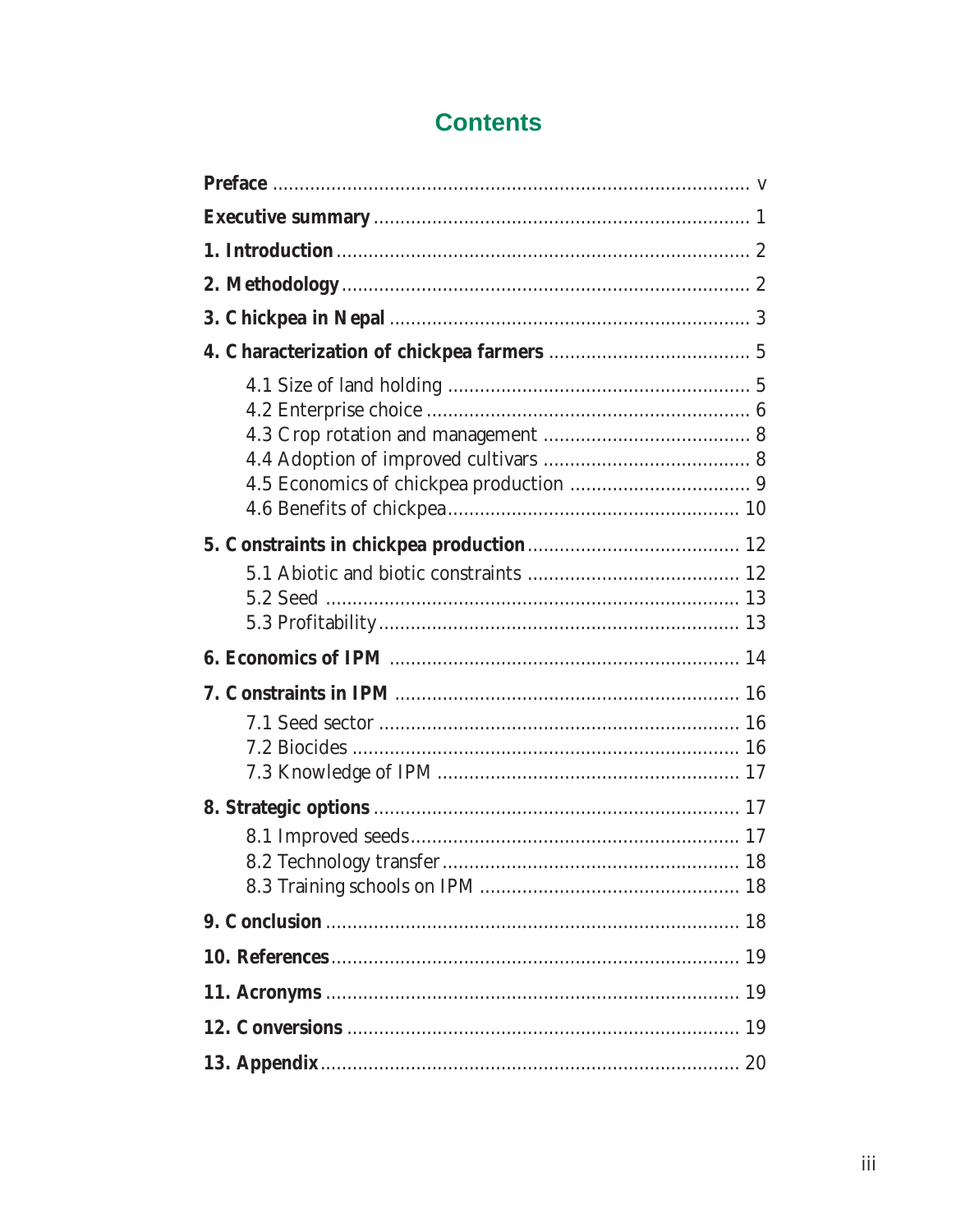# Contents

**Preface** ........................................................................................ v

**Executive summary** ...................................................................... 1

**1. Introduction** ............................................................................. 2

**2. Methodology** ............................................................................ 2

**3. Chickpea in Nepal** ................................................................... 3

**4. Characterization of chickpea farmers** ..................................... 5

- 4.1 Size of land holding ........................................................ 5
- 4.2 Enterprise choice ............................................................ 6
- 4.3 Crop rotation and management ...................................... 8
- 4.4 Adoption of improved cultivars ...................................... 8
- 4.5 Economics of chickpea production ................................. 9
- 4.6 Benefits of chickpea ..................................................... 10

**5. Constraints in chickpea production** ....................................... 12

- 5.1 Abiotic and biotic constraints ....................................... 12
- 5.2 Seed ............................................................................ 13
- 5.3 Profitability .................................................................. 13

**6. Economics of IPM** ................................................................. 14

**7. Constraints in IPM** ................................................................ 16

- 7.1 Seed sector .................................................................. 16
- 7.2 Biocides ....................................................................... 16
- 7.3 Knowledge of IPM ........................................................ 17

**8. Strategic options** .................................................................... 17

- 8.1 Improved seeds ............................................................. 17
- 8.2 Technology transfer ....................................................... 18
- 8.3 Training schools on IPM ................................................ 18

**9. Conclusion** ............................................................................. 18

**10. References** ........................................................................... 19

**11. Acronyms** ............................................................................. 19

**12. Conversions** ......................................................................... 19

**13. Appendix** .............................................................................. 20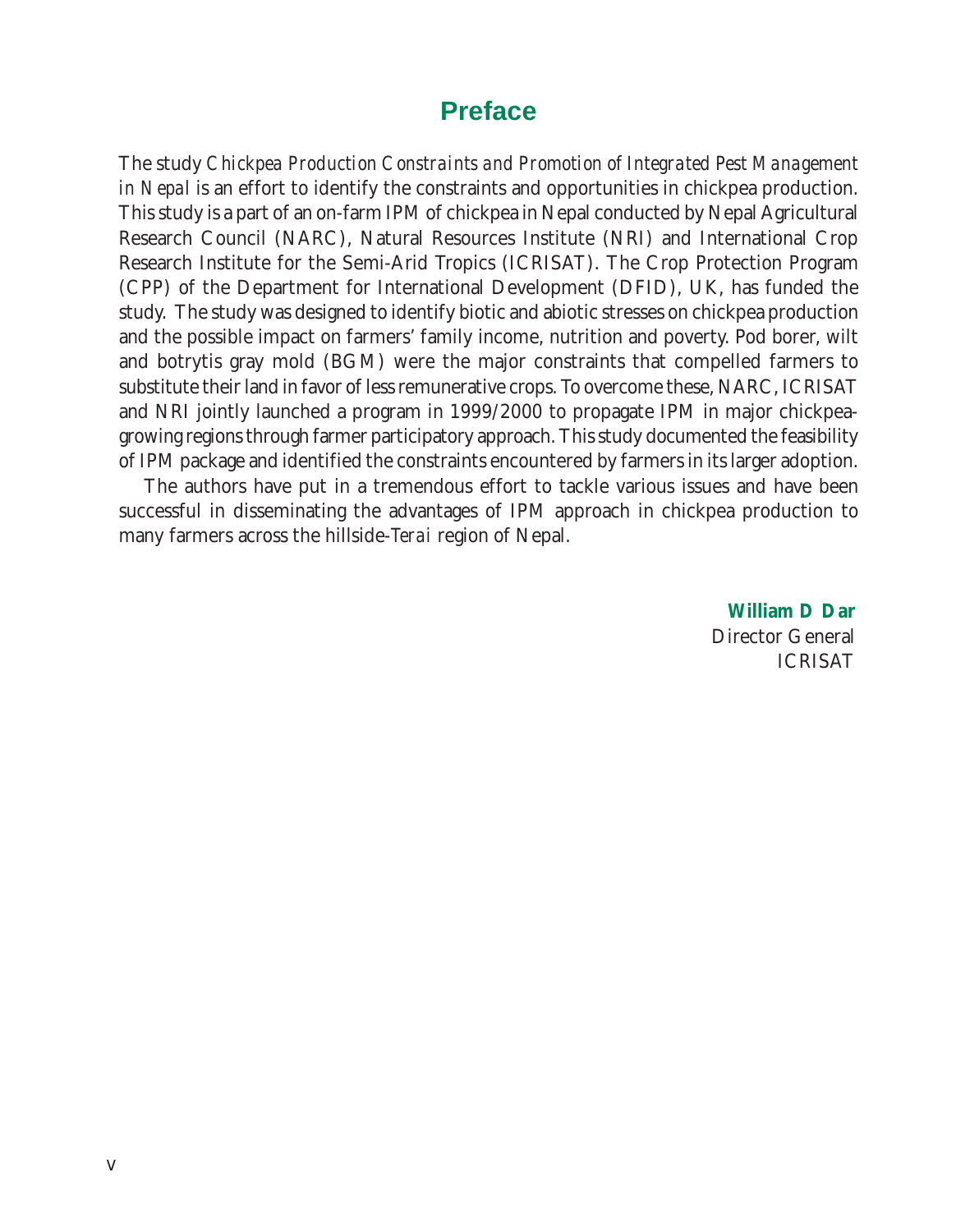# Preface

The study *Chickpea Production Constraints and Promotion of Integrated Pest Management in Nepal* is an effort to identify the constraints and opportunities in chickpea production. This study is a part of an on-farm IPM of chickpea in Nepal conducted by Nepal Agricultural Research Council (NARC), Natural Resources Institute (NRI) and International Crop Research Institute for the Semi-Arid Tropics (ICRISAT). The Crop Protection Program (CPP) of the Department for International Development (DFID), UK, has funded the study. The study was designed to identify biotic and abiotic stresses on chickpea production and the possible impact on farmers' family income, nutrition and poverty. Pod borer, wilt and botrytis gray mold (BGM) were the major constraints that compelled farmers to substitute their land in favor of less remunerative crops. To overcome these, NARC, ICRISAT and NRI jointly launched a program in 1999/2000 to propagate IPM in major chickpea-growing regions through farmer participatory approach. This study documented the feasibility of IPM package and identified the constraints encountered by farmers in its larger adoption.

The authors have put in a tremendous effort to tackle various issues and have been successful in disseminating the advantages of IPM approach in chickpea production to many farmers across the hillside-*Terai* region of Nepal.

**William D Dar**
Director General
ICRISAT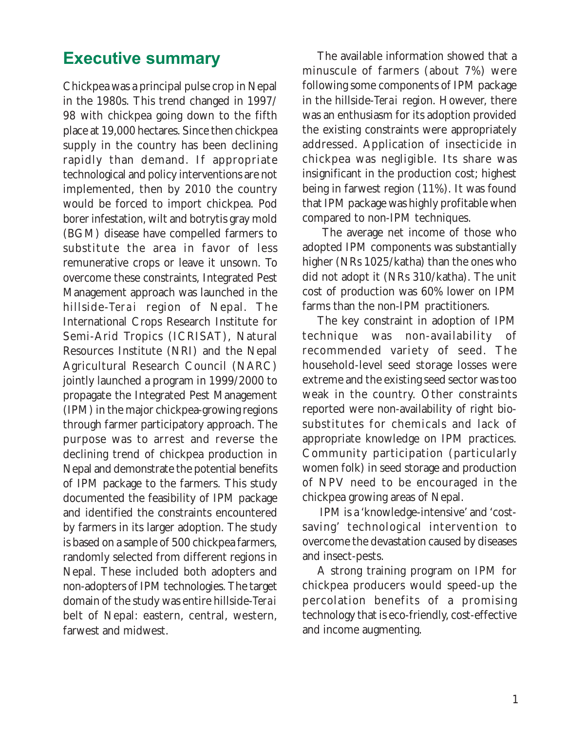## Executive summary

Chickpea was a principal pulse crop in Nepal in the 1980s. This trend changed in 1997/98 with chickpea going down to the fifth place at 19,000 hectares. Since then chickpea supply in the country has been declining rapidly than demand. If appropriate technological and policy interventions are not implemented, then by 2010 the country would be forced to import chickpea. Pod borer infestation, wilt and botrytis gray mold (BGM) disease have compelled farmers to substitute the area in favor of less remunerative crops or leave it unsown. To overcome these constraints, Integrated Pest Management approach was launched in the hillside-*Terai* region of Nepal. The International Crops Research Institute for Semi-Arid Tropics (ICRISAT), Natural Resources Institute (NRI) and the Nepal Agricultural Research Council (NARC) jointly launched a program in 1999/2000 to propagate the Integrated Pest Management (IPM) in the major chickpea-growing regions through farmer participatory approach. The purpose was to arrest and reverse the declining trend of chickpea production in Nepal and demonstrate the potential benefits of IPM package to the farmers. This study documented the feasibility of IPM package and identified the constraints encountered by farmers in its larger adoption. The study is based on a sample of 500 chickpea farmers, randomly selected from different regions in Nepal. These included both adopters and non-adopters of IPM technologies. The target domain of the study was entire hillside-*Terai* belt of Nepal: eastern, central, western, farwest and midwest.

The available information showed that a minuscule of farmers (about 7%) were following some components of IPM package in the hillside-*Terai* region. However, there was an enthusiasm for its adoption provided the existing constraints were appropriately addressed. Application of insecticide in chickpea was negligible. Its share was insignificant in the production cost; highest being in farwest region (11%). It was found that IPM package was highly profitable when compared to non-IPM techniques.

The average net income of those who adopted IPM components was substantially higher (NRs 1025/katha) than the ones who did not adopt it (NRs 310/katha). The unit cost of production was 60% lower on IPM farms than the non-IPM practitioners.

The key constraint in adoption of IPM technique was non-availability of recommended variety of seed. The household-level seed storage losses were extreme and the existing seed sector was too weak in the country. Other constraints reported were non-availability of right bio-substitutes for chemicals and lack of appropriate knowledge on IPM practices. Community participation (particularly women folk) in seed storage and production of NPV need to be encouraged in the chickpea growing areas of Nepal.

IPM is a 'knowledge-intensive' and 'cost-saving' technological intervention to overcome the devastation caused by diseases and insect-pests.

A strong training program on IPM for chickpea producers would speed-up the percolation benefits of a promising technology that is eco-friendly, cost-effective and income augmenting.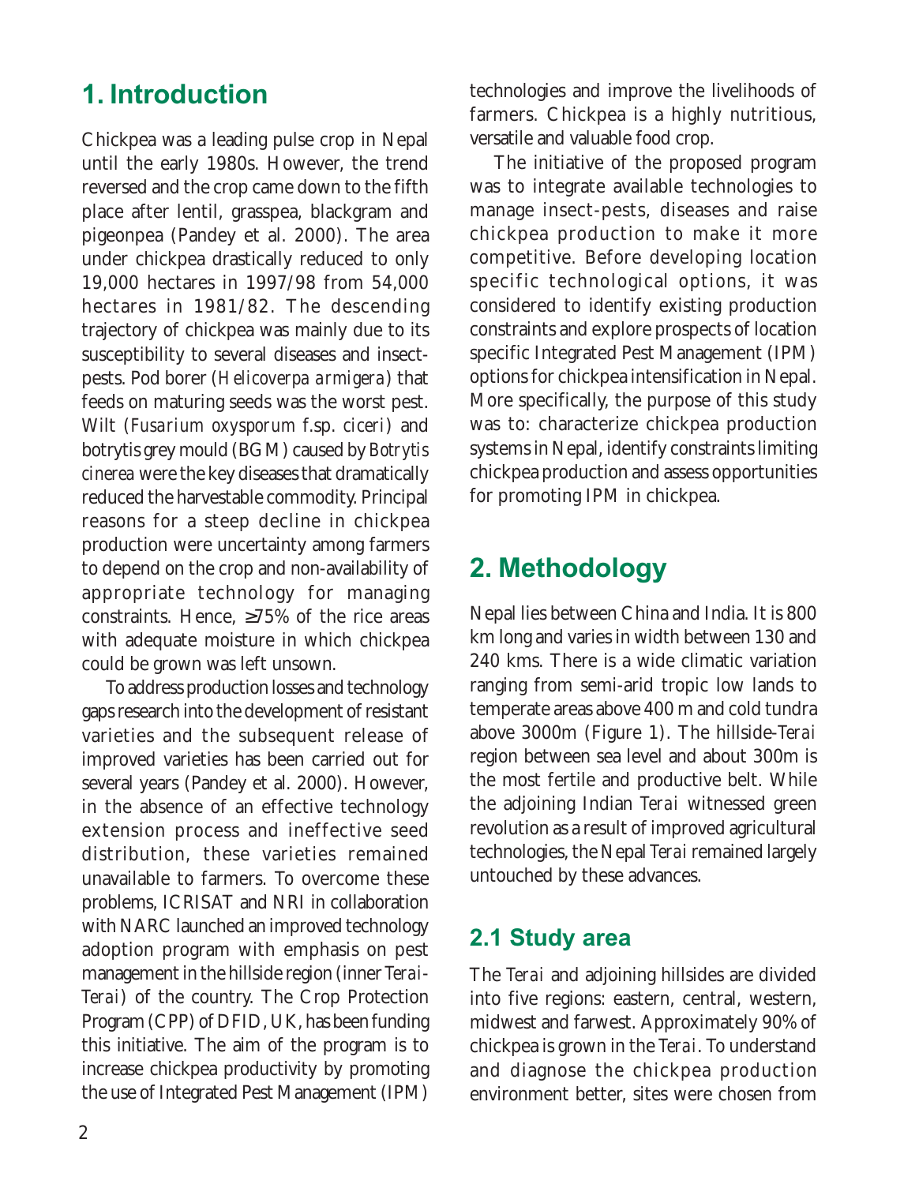# 1. Introduction

Chickpea was a leading pulse crop in Nepal until the early 1980s. However, the trend reversed and the crop came down to the fifth place after lentil, grasspea, blackgram and pigeonpea (Pandey et al. 2000). The area under chickpea drastically reduced to only 19,000 hectares in 1997/98 from 54,000 hectares in 1981/82. The descending trajectory of chickpea was mainly due to its susceptibility to several diseases and insect-pests. Pod borer (*Helicoverpa armigera*) that feeds on maturing seeds was the worst pest. Wilt (*Fusarium oxysporum* f.sp. *ciceri*) and botrytis grey mould (BGM) caused by *Botrytis cinerea* were the key diseases that dramatically reduced the harvestable commodity. Principal reasons for a steep decline in chickpea production were uncertainty among farmers to depend on the crop and non-availability of appropriate technology for managing constraints. Hence, ≥75% of the rice areas with adequate moisture in which chickpea could be grown was left unsown.

To address production losses and technology gaps research into the development of resistant varieties and the subsequent release of improved varieties has been carried out for several years (Pandey et al. 2000). However, in the absence of an effective technology extension process and ineffective seed distribution, these varieties remained unavailable to farmers. To overcome these problems, ICRISAT and NRI in collaboration with NARC launched an improved technology adoption program with emphasis on pest management in the hillside region (inner *Terai*-*Terai*) of the country. The Crop Protection Program (CPP) of DFID, UK, has been funding this initiative. The aim of the program is to increase chickpea productivity by promoting the use of Integrated Pest Management (IPM) technologies and improve the livelihoods of farmers. Chickpea is a highly nutritious, versatile and valuable food crop.

The initiative of the proposed program was to integrate available technologies to manage insect-pests, diseases and raise chickpea production to make it more competitive. Before developing location specific technological options, it was considered to identify existing production constraints and explore prospects of location specific Integrated Pest Management (IPM) options for chickpea intensification in Nepal. More specifically, the purpose of this study was to: characterize chickpea production systems in Nepal, identify constraints limiting chickpea production and assess opportunities for promoting IPM in chickpea.

# 2. Methodology

Nepal lies between China and India. It is 800 km long and varies in width between 130 and 240 kms. There is a wide climatic variation ranging from semi-arid tropic low lands to temperate areas above 400 m and cold tundra above 3000m (Figure 1). The hillside-*Terai* region between sea level and about 300m is the most fertile and productive belt. While the adjoining Indian *Terai* witnessed green revolution as a result of improved agricultural technologies, the Nepal *Terai* remained largely untouched by these advances.

## 2.1 Study area

The *Terai* and adjoining hillsides are divided into five regions: eastern, central, western, midwest and farwest. Approximately 90% of chickpea is grown in the *Terai*. To understand and diagnose the chickpea production environment better, sites were chosen from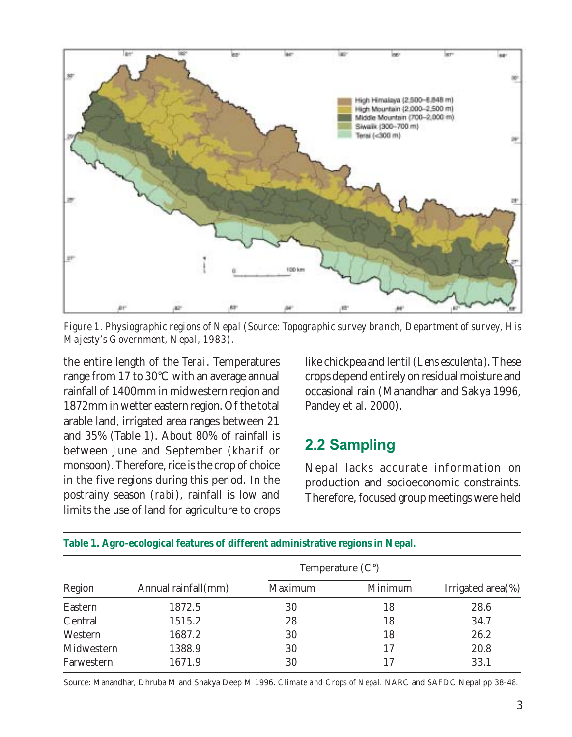*Figure 1. Physiographic regions of Nepal (Source: Topographic survey branch, Department of survey, His Majesty's Government, Nepal, 1983).*

the entire length of the *Terai*. Temperatures range from 17 to 30°C with an average annual rainfall of 1400mm in midwestern region and 1872mm in wetter eastern region. Of the total arable land, irrigated area ranges between 21 and 35% (Table 1). About 80% of rainfall is between June and September (*kharif* or monsoon). Therefore, rice is the crop of choice in the five regions during this period. In the postrainy season (*rabi*), rainfall is low and limits the use of land for agriculture to crops like chickpea and lentil (*Lens esculenta*). These crops depend entirely on residual moisture and occasional rain (Manandhar and Sakya 1996, Pandey et al. 2000).

## 2.2 Sampling

Nepal lacks accurate information on production and socioeconomic constraints. Therefore, focused group meetings were held

**Table 1. Agro-ecological features of different administrative regions in Nepal.**

| Region | Annual rainfall(mm) | Temperature (C°) | | Irrigated area(%) |
|---|---|---|---|---|
| | | Maximum | Minimum | |
| Eastern | 1872.5 | 30 | 18 | 28.6 |
| Central | 1515.2 | 28 | 18 | 34.7 |
| Western | 1687.2 | 30 | 18 | 26.2 |
| Midwestern | 1388.9 | 30 | 17 | 20.8 |
| Farwestern | 1671.9 | 30 | 17 | 33.1 |

Source: Manandhar, Dhruba M and Shakya Deep M 1996. *Climate and Crops of Nepal*. NARC and SAFDC Nepal pp 38-48.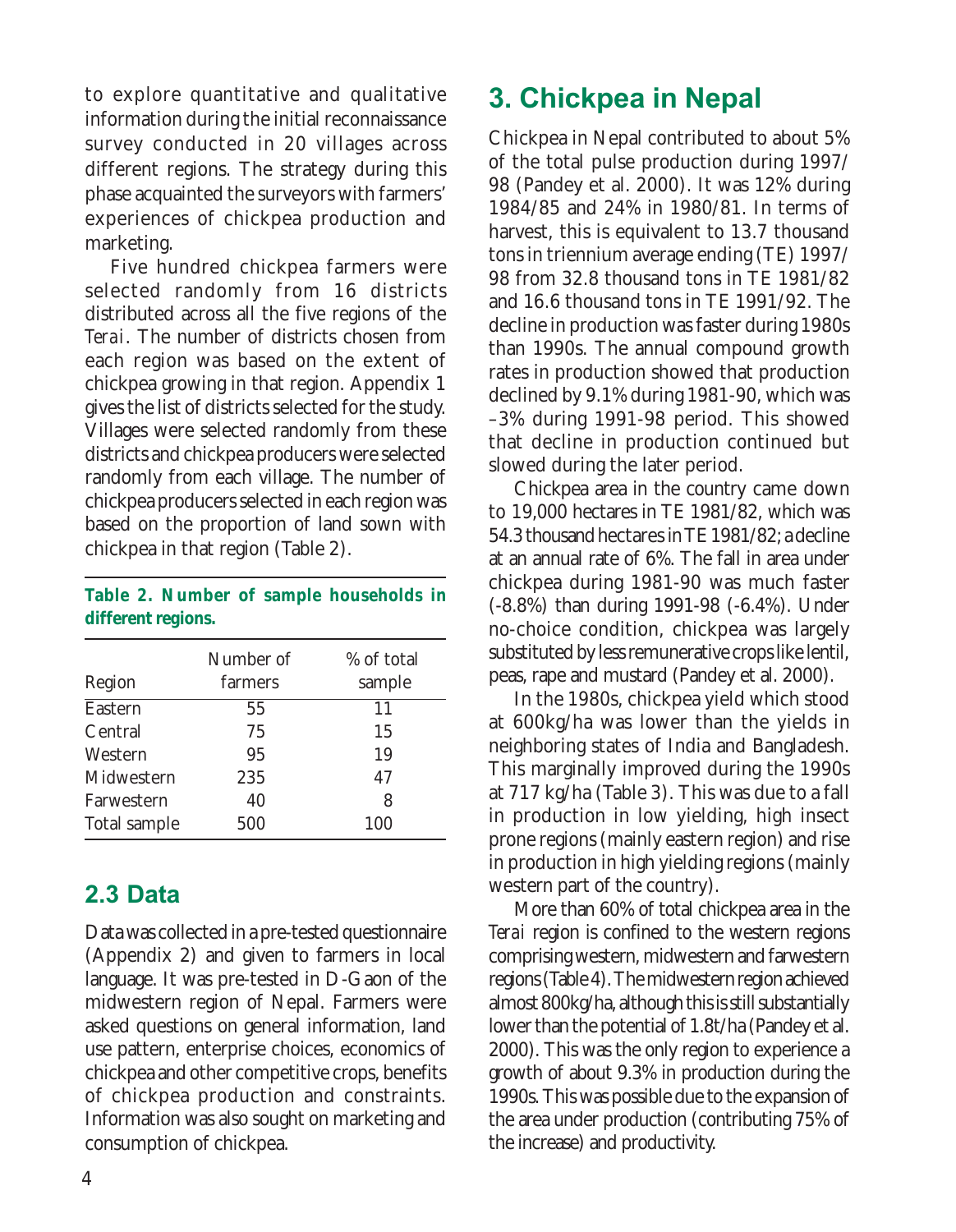to explore quantitative and qualitative information during the initial reconnaissance survey conducted in 20 villages across different regions. The strategy during this phase acquainted the surveyors with farmers' experiences of chickpea production and marketing.

Five hundred chickpea farmers were selected randomly from 16 districts distributed across all the five regions of the *Terai*. The number of districts chosen from each region was based on the extent of chickpea growing in that region. Appendix 1 gives the list of districts selected for the study. Villages were selected randomly from these districts and chickpea producers were selected randomly from each village. The number of chickpea producers selected in each region was based on the proportion of land sown with chickpea in that region (Table 2).

**Table 2. Number of sample households in different regions.**

| Region | Number of farmers | % of total sample |
|---|---|---|
| Eastern | 55 | 11 |
| Central | 75 | 15 |
| Western | 95 | 19 |
| Midwestern | 235 | 47 |
| Farwestern | 40 | 8 |
| Total sample | 500 | 100 |

## 2.3 Data

Data was collected in a pre-tested questionnaire (Appendix 2) and given to farmers in local language. It was pre-tested in D-Gaon of the midwestern region of Nepal. Farmers were asked questions on general information, land use pattern, enterprise choices, economics of chickpea and other competitive crops, benefits of chickpea production and constraints. Information was also sought on marketing and consumption of chickpea.

# 3. Chickpea in Nepal

Chickpea in Nepal contributed to about 5% of the total pulse production during 1997/98 (Pandey et al. 2000). It was 12% during 1984/85 and 24% in 1980/81. In terms of harvest, this is equivalent to 13.7 thousand tons in triennium average ending (TE) 1997/98 from 32.8 thousand tons in TE 1981/82 and 16.6 thousand tons in TE 1991/92. The decline in production was faster during 1980s than 1990s. The annual compound growth rates in production showed that production declined by 9.1% during 1981-90, which was –3% during 1991-98 period. This showed that decline in production continued but slowed during the later period.

Chickpea area in the country came down to 19,000 hectares in TE 1981/82, which was 54.3 thousand hectares in TE 1981/82; a decline at an annual rate of 6%. The fall in area under chickpea during 1981-90 was much faster (-8.8%) than during 1991-98 (-6.4%). Under no-choice condition, chickpea was largely substituted by less remunerative crops like lentil, peas, rape and mustard (Pandey et al. 2000).

In the 1980s, chickpea yield which stood at 600kg/ha was lower than the yields in neighboring states of India and Bangladesh. This marginally improved during the 1990s at 717 kg/ha (Table 3). This was due to a fall in production in low yielding, high insect prone regions (mainly eastern region) and rise in production in high yielding regions (mainly western part of the country).

More than 60% of total chickpea area in the *Terai* region is confined to the western regions comprising western, midwestern and farwestern regions (Table 4). The midwestern region achieved almost 800kg/ha, although this is still substantially lower than the potential of 1.8t/ha (Pandey et al. 2000). This was the only region to experience a growth of about 9.3% in production during the 1990s. This was possible due to the expansion of the area under production (contributing 75% of the increase) and productivity.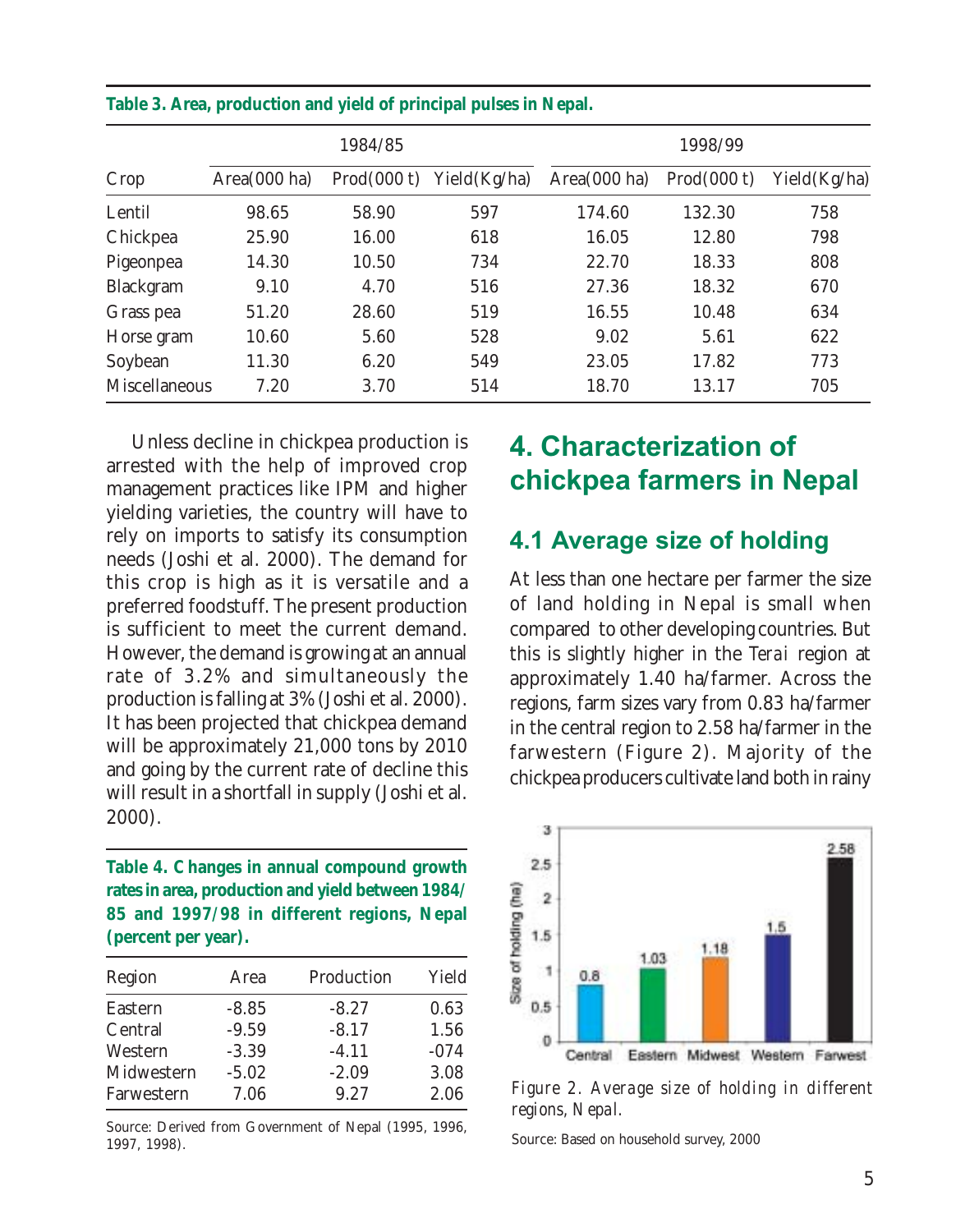**Table 3. Area, production and yield of principal pulses in Nepal.**

| Crop | 1984/85 | | | 1998/99 | | |
|---|---|---|---|---|---|---|
| | Area(000 ha) | Prod(000 t) | Yield(Kg/ha) | Area(000 ha) | Prod(000 t) | Yield(Kg/ha) |
| Lentil | 98.65 | 58.90 | 597 | 174.60 | 132.30 | 758 |
| Chickpea | 25.90 | 16.00 | 618 | 16.05 | 12.80 | 798 |
| Pigeonpea | 14.30 | 10.50 | 734 | 22.70 | 18.33 | 808 |
| Blackgram | 9.10 | 4.70 | 516 | 27.36 | 18.32 | 670 |
| Grass pea | 51.20 | 28.60 | 519 | 16.55 | 10.48 | 634 |
| Horse gram | 10.60 | 5.60 | 528 | 9.02 | 5.61 | 622 |
| Soybean | 11.30 | 6.20 | 549 | 23.05 | 17.82 | 773 |
| Miscellaneous | 7.20 | 3.70 | 514 | 18.70 | 13.17 | 705 |

Unless decline in chickpea production is arrested with the help of improved crop management practices like IPM and higher yielding varieties, the country will have to rely on imports to satisfy its consumption needs (Joshi et al. 2000). The demand for this crop is high as it is versatile and a preferred foodstuff. The present production is sufficient to meet the current demand. However, the demand is growing at an annual rate of 3.2% and simultaneously the production is falling at 3% (Joshi et al. 2000). It has been projected that chickpea demand will be approximately 21,000 tons by 2010 and going by the current rate of decline this will result in a shortfall in supply (Joshi et al. 2000).

**Table 4. Changes in annual compound growth rates in area, production and yield between 1984/85 and 1997/98 in different regions, Nepal (percent per year).**

| Region | Area | Production | Yield |
|---|---|---|---|
| Eastern | -8.85 | -8.27 | 0.63 |
| Central | -9.59 | -8.17 | 1.56 |
| Western | -3.39 | -4.11 | -074 |
| Midwestern | -5.02 | -2.09 | 3.08 |
| Farwestern | 7.06 | 9.27 | 2.06 |

Source: Derived from Government of Nepal (1995, 1996, 1997, 1998).

# 4. Characterization of chickpea farmers in Nepal

## 4.1 Average size of holding

At less than one hectare per farmer the size of land holding in Nepal is small when compared to other developing countries. But this is slightly higher in the *Terai* region at approximately 1.40 ha/farmer. Across the regions, farm sizes vary from 0.83 ha/farmer in the central region to 2.58 ha/farmer in the farwestern (Figure 2). Majority of the chickpea producers cultivate land both in rainy

*Figure 2. Average size of holding in different regions, Nepal.*

Source: Based on household survey, 2000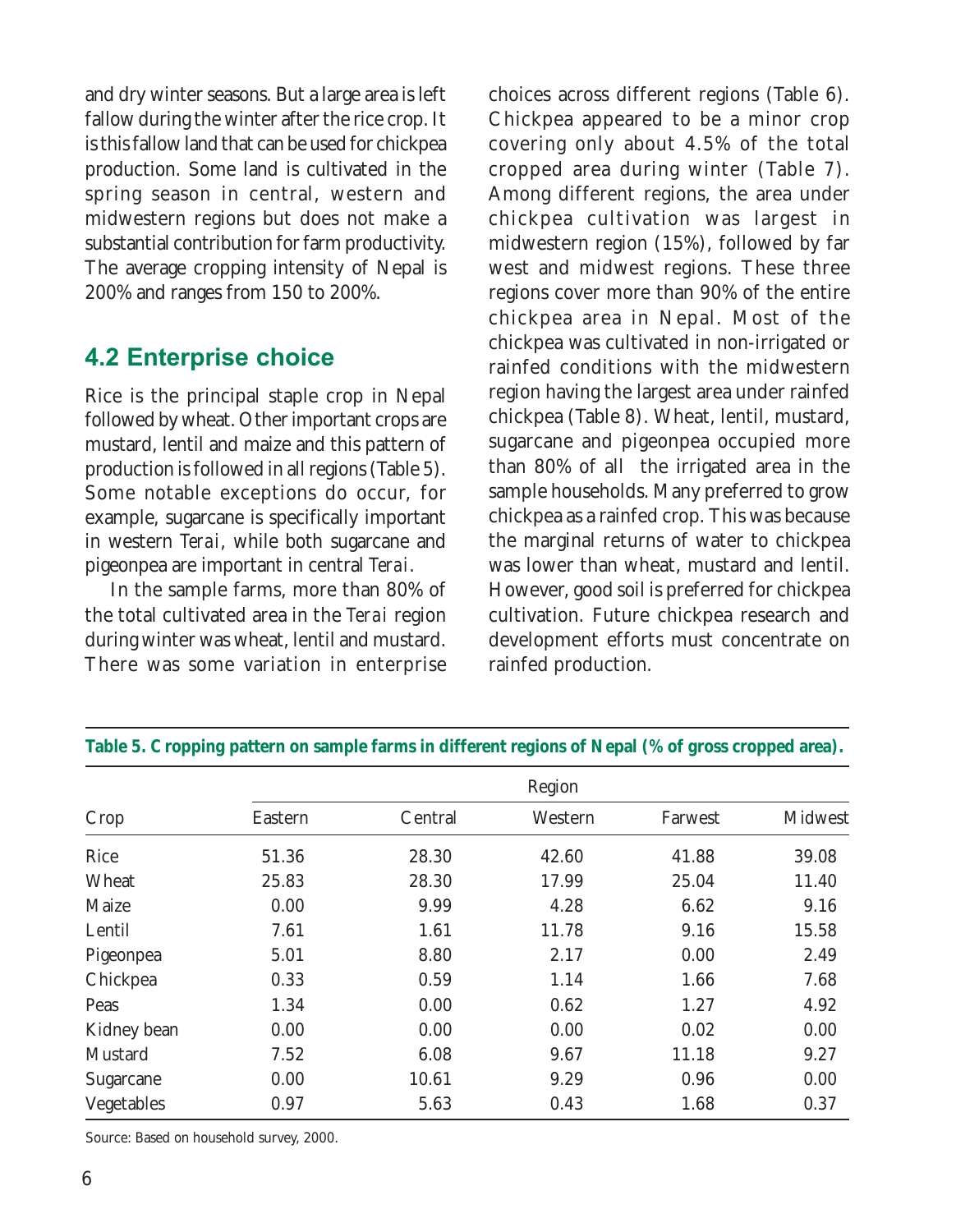and dry winter seasons. But a large area is left fallow during the winter after the rice crop. It is this fallow land that can be used for chickpea production. Some land is cultivated in the spring season in central, western and midwestern regions but does not make a substantial contribution for farm productivity. The average cropping intensity of Nepal is 200% and ranges from 150 to 200%.

## 4.2 Enterprise choice

Rice is the principal staple crop in Nepal followed by wheat. Other important crops are mustard, lentil and maize and this pattern of production is followed in all regions (Table 5). Some notable exceptions do occur, for example, sugarcane is specifically important in western *Terai*, while both sugarcane and pigeonpea are important in central *Terai*.

In the sample farms, more than 80% of the total cultivated area in the *Terai* region during winter was wheat, lentil and mustard. There was some variation in enterprise choices across different regions (Table 6). Chickpea appeared to be a minor crop covering only about 4.5% of the total cropped area during winter (Table 7). Among different regions, the area under chickpea cultivation was largest in midwestern region (15%), followed by far west and midwest regions. These three regions cover more than 90% of the entire chickpea area in Nepal. Most of the chickpea was cultivated in non-irrigated or rainfed conditions with the midwestern region having the largest area under rainfed chickpea (Table 8). Wheat, lentil, mustard, sugarcane and pigeonpea occupied more than 80% of all the irrigated area in the sample households. Many preferred to grow chickpea as a rainfed crop. This was because the marginal returns of water to chickpea was lower than wheat, mustard and lentil. However, good soil is preferred for chickpea cultivation. Future chickpea research and development efforts must concentrate on rainfed production.

**Table 5. Cropping pattern on sample farms in different regions of Nepal (% of gross cropped area).**

| Crop | Region | | | | |
|---|---|---|---|---|---|
| | Eastern | Central | Western | Farwest | Midwest |
| Rice | 51.36 | 28.30 | 42.60 | 41.88 | 39.08 |
| Wheat | 25.83 | 28.30 | 17.99 | 25.04 | 11.40 |
| Maize | 0.00 | 9.99 | 4.28 | 6.62 | 9.16 |
| Lentil | 7.61 | 1.61 | 11.78 | 9.16 | 15.58 |
| Pigeonpea | 5.01 | 8.80 | 2.17 | 0.00 | 2.49 |
| Chickpea | 0.33 | 0.59 | 1.14 | 1.66 | 7.68 |
| Peas | 1.34 | 0.00 | 0.62 | 1.27 | 4.92 |
| Kidney bean | 0.00 | 0.00 | 0.00 | 0.02 | 0.00 |
| Mustard | 7.52 | 6.08 | 9.67 | 11.18 | 9.27 |
| Sugarcane | 0.00 | 10.61 | 9.29 | 0.96 | 0.00 |
| Vegetables | 0.97 | 5.63 | 0.43 | 1.68 | 0.37 |

Source: Based on household survey, 2000.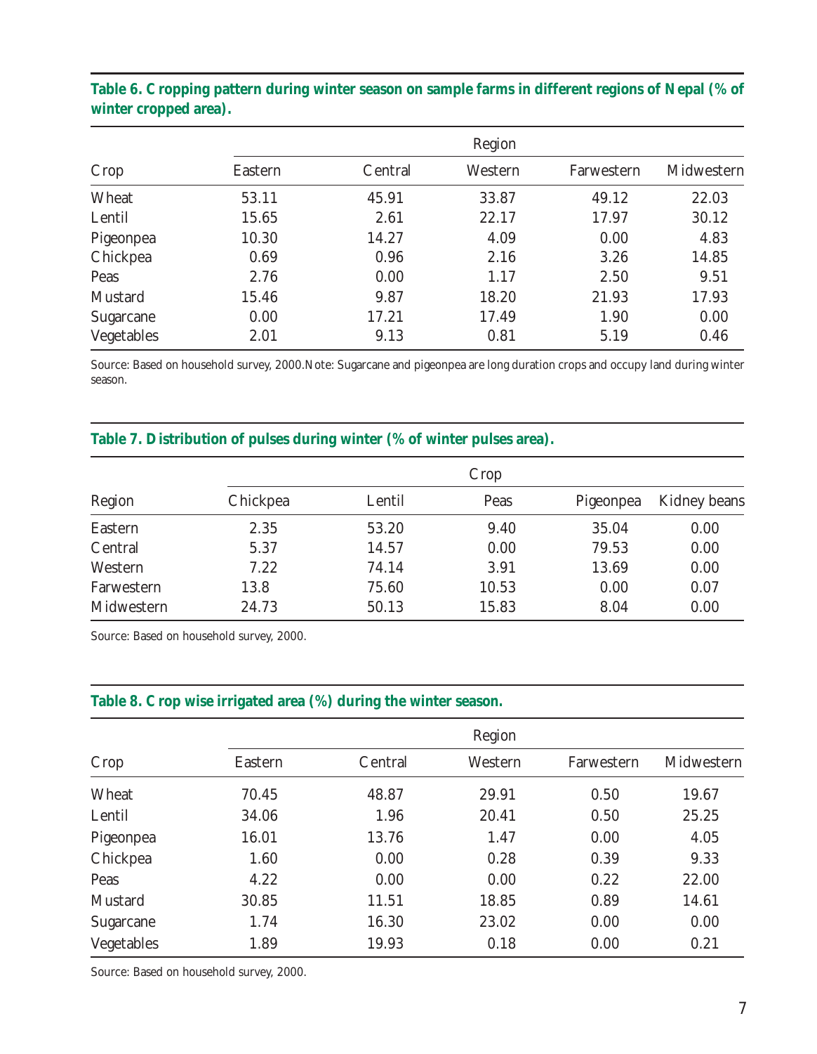**Table 6. Cropping pattern during winter season on sample farms in different regions of Nepal (% of winter cropped area).**

| Crop | Region | | | | |
|---|---|---|---|---|---|
| | Eastern | Central | Western | Farwestern | Midwestern |
| Wheat | 53.11 | 45.91 | 33.87 | 49.12 | 22.03 |
| Lentil | 15.65 | 2.61 | 22.17 | 17.97 | 30.12 |
| Pigeonpea | 10.30 | 14.27 | 4.09 | 0.00 | 4.83 |
| Chickpea | 0.69 | 0.96 | 2.16 | 3.26 | 14.85 |
| Peas | 2.76 | 0.00 | 1.17 | 2.50 | 9.51 |
| Mustard | 15.46 | 9.87 | 18.20 | 21.93 | 17.93 |
| Sugarcane | 0.00 | 17.21 | 17.49 | 1.90 | 0.00 |
| Vegetables | 2.01 | 9.13 | 0.81 | 5.19 | 0.46 |

Source: Based on household survey, 2000.Note: Sugarcane and pigeonpea are long duration crops and occupy land during winter season.

**Table 7. Distribution of pulses during winter (% of winter pulses area).**

| Region | Crop | | | | |
|---|---|---|---|---|---|
| | Chickpea | Lentil | Peas | Pigeonpea | Kidney beans |
| Eastern | 2.35 | 53.20 | 9.40 | 35.04 | 0.00 |
| Central | 5.37 | 14.57 | 0.00 | 79.53 | 0.00 |
| Western | 7.22 | 74.14 | 3.91 | 13.69 | 0.00 |
| Farwestern | 13.8 | 75.60 | 10.53 | 0.00 | 0.07 |
| Midwestern | 24.73 | 50.13 | 15.83 | 8.04 | 0.00 |

Source: Based on household survey, 2000.

**Table 8. Crop wise irrigated area (%) during the winter season.**

| Crop | Region | | | | |
|---|---|---|---|---|---|
| | Eastern | Central | Western | Farwestern | Midwestern |
| Wheat | 70.45 | 48.87 | 29.91 | 0.50 | 19.67 |
| Lentil | 34.06 | 1.96 | 20.41 | 0.50 | 25.25 |
| Pigeonpea | 16.01 | 13.76 | 1.47 | 0.00 | 4.05 |
| Chickpea | 1.60 | 0.00 | 0.28 | 0.39 | 9.33 |
| Peas | 4.22 | 0.00 | 0.00 | 0.22 | 22.00 |
| Mustard | 30.85 | 11.51 | 18.85 | 0.89 | 14.61 |
| Sugarcane | 1.74 | 16.30 | 23.02 | 0.00 | 0.00 |
| Vegetables | 1.89 | 19.93 | 0.18 | 0.00 | 0.21 |

Source: Based on household survey, 2000.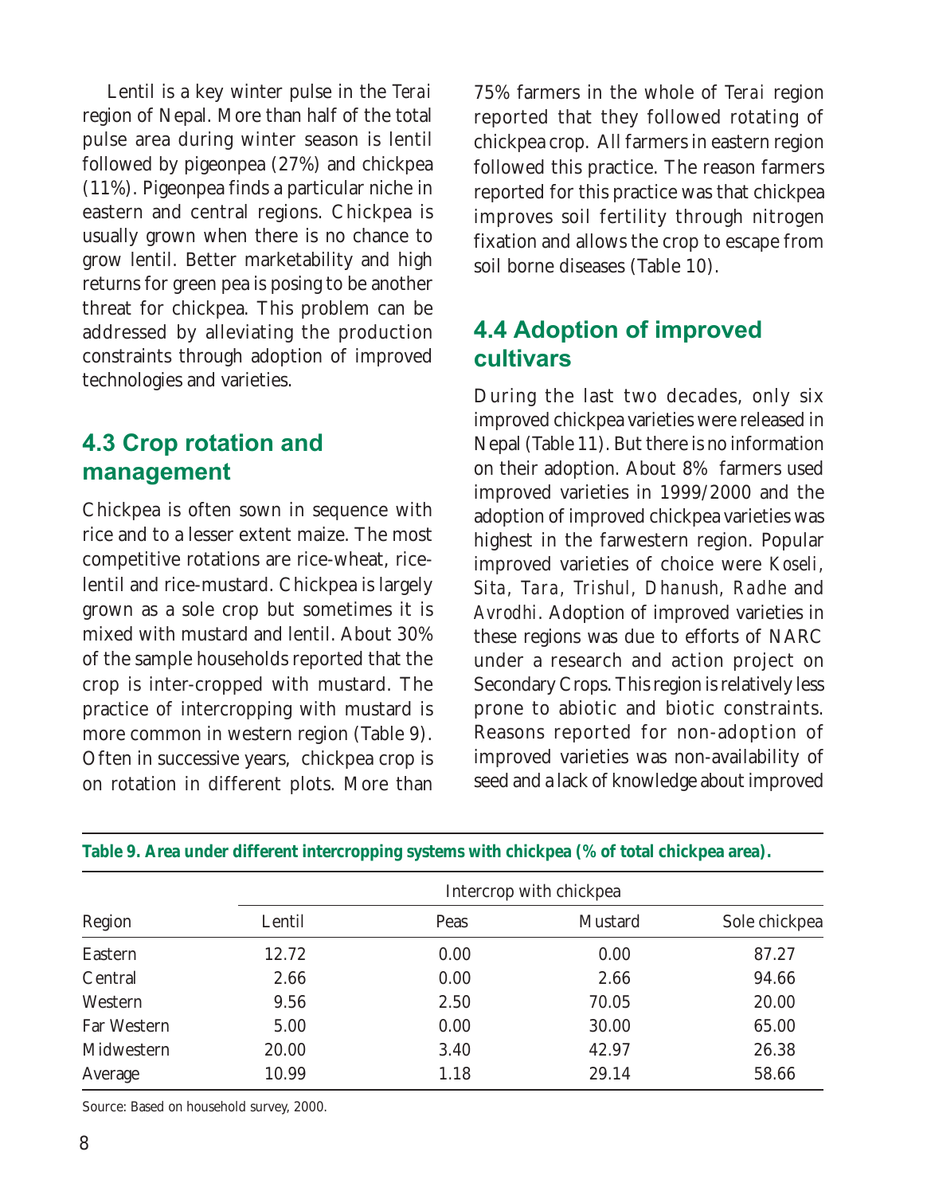Lentil is a key winter pulse in the *Terai* region of Nepal. More than half of the total pulse area during winter season is lentil followed by pigeonpea (27%) and chickpea (11%). Pigeonpea finds a particular niche in eastern and central regions. Chickpea is usually grown when there is no chance to grow lentil. Better marketability and high returns for green pea is posing to be another threat for chickpea. This problem can be addressed by alleviating the production constraints through adoption of improved technologies and varieties.

## 4.3 Crop rotation and management

Chickpea is often sown in sequence with rice and to a lesser extent maize. The most competitive rotations are rice-wheat, rice-lentil and rice-mustard. Chickpea is largely grown as a sole crop but sometimes it is mixed with mustard and lentil. About 30% of the sample households reported that the crop is inter-cropped with mustard. The practice of intercropping with mustard is more common in western region (Table 9). Often in successive years, chickpea crop is on rotation in different plots. More than 75% farmers in the whole of *Terai* region reported that they followed rotating of chickpea crop. All farmers in eastern region followed this practice. The reason farmers reported for this practice was that chickpea improves soil fertility through nitrogen fixation and allows the crop to escape from soil borne diseases (Table 10).

## 4.4 Adoption of improved cultivars

During the last two decades, only six improved chickpea varieties were released in Nepal (Table 11). But there is no information on their adoption. About 8% farmers used improved varieties in 1999/2000 and the adoption of improved chickpea varieties was highest in the farwestern region. Popular improved varieties of choice were *Koseli*, *Sita*, *Tara*, *Trishul*, *Dhanush*, *Radhe* and *Avrodhi*. Adoption of improved varieties in these regions was due to efforts of NARC under a research and action project on Secondary Crops. This region is relatively less prone to abiotic and biotic constraints. Reasons reported for non-adoption of improved varieties was non-availability of seed and a lack of knowledge about improved

**Table 9. Area under different intercropping systems with chickpea (% of total chickpea area).**

| Region | Intercrop with chickpea | | | |
|---|---|---|---|---|
| | Lentil | Peas | Mustard | Sole chickpea |
| Eastern | 12.72 | 0.00 | 0.00 | 87.27 |
| Central | 2.66 | 0.00 | 2.66 | 94.66 |
| Western | 9.56 | 2.50 | 70.05 | 20.00 |
| Far Western | 5.00 | 0.00 | 30.00 | 65.00 |
| Midwestern | 20.00 | 3.40 | 42.97 | 26.38 |
| Average | 10.99 | 1.18 | 29.14 | 58.66 |

Source: Based on household survey, 2000.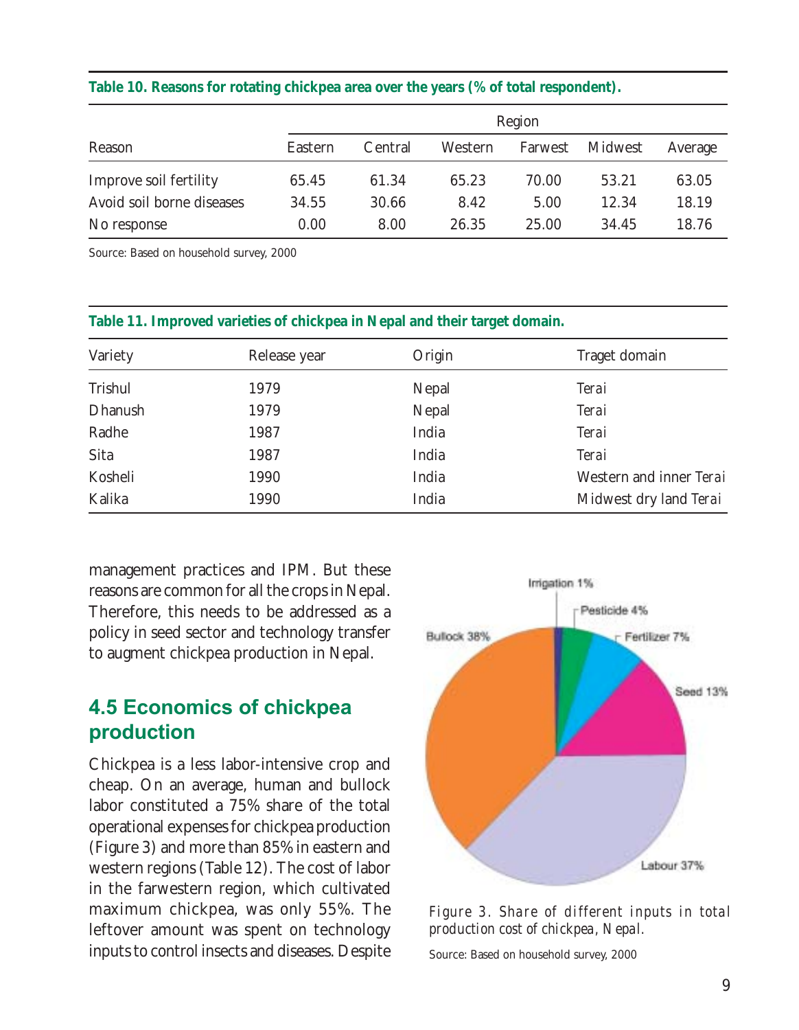**Table 10. Reasons for rotating chickpea area over the years (% of total respondent).**

| Reason | Region | | | | | |
|---|---|---|---|---|---|---|
| | Eastern | Central | Western | Farwest | Midwest | Average |
| Improve soil fertility | 65.45 | 61.34 | 65.23 | 70.00 | 53.21 | 63.05 |
| Avoid soil borne diseases | 34.55 | 30.66 | 8.42 | 5.00 | 12.34 | 18.19 |
| No response | 0.00 | 8.00 | 26.35 | 25.00 | 34.45 | 18.76 |

Source: Based on household survey, 2000

**Table 11. Improved varieties of chickpea in Nepal and their target domain.**

| Variety | Release year | Origin | Traget domain |
|---|---|---|---|
| Trishul | 1979 | Nepal | *Terai* |
| Dhanush | 1979 | Nepal | *Terai* |
| Radhe | 1987 | India | *Terai* |
| Sita | 1987 | India | *Terai* |
| Kosheli | 1990 | India | Western and inner *Terai* |
| Kalika | 1990 | India | Midwest dry land *Terai* |

management practices and IPM. But these reasons are common for all the crops in Nepal. Therefore, this needs to be addressed as a policy in seed sector and technology transfer to augment chickpea production in Nepal.

## 4.5 Economics of chickpea production

Chickpea is a less labor-intensive crop and cheap. On an average, human and bullock labor constituted a 75% share of the total operational expenses for chickpea production (Figure 3) and more than 85% in eastern and western regions (Table 12). The cost of labor in the farwestern region, which cultivated maximum chickpea, was only 55%. The leftover amount was spent on technology inputs to control insects and diseases. Despite

| Input | Share |
|---|---|
| Irrigation | 1% |
| Pesticide | 4% |
| Fertilizer | 7% |
| Seed | 13% |
| Labour | 37% |
| Bullock | 38% |

*Figure 3. Share of different inputs in total production cost of chickpea, Nepal.*

Source: Based on household survey, 2000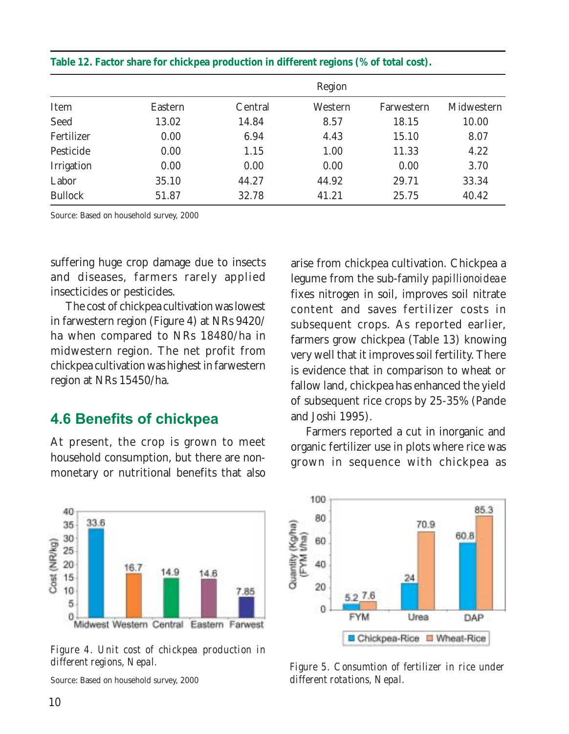**Table 12. Factor share for chickpea production in different regions (% of total cost).**

| Item | Region | | | | |
|---|---|---|---|---|---|
| | Eastern | Central | Western | Farwestern | Midwestern |
| Seed | 13.02 | 14.84 | 8.57 | 18.15 | 10.00 |
| Fertilizer | 0.00 | 6.94 | 4.43 | 15.10 | 8.07 |
| Pesticide | 0.00 | 1.15 | 1.00 | 11.33 | 4.22 |
| Irrigation | 0.00 | 0.00 | 0.00 | 0.00 | 3.70 |
| Labor | 35.10 | 44.27 | 44.92 | 29.71 | 33.34 |
| Bullock | 51.87 | 32.78 | 41.21 | 25.75 | 40.42 |

Source: Based on household survey, 2000

suffering huge crop damage due to insects and diseases, farmers rarely applied insecticides or pesticides.

The cost of chickpea cultivation was lowest in farwestern region (Figure 4) at NRs 9420/ha when compared to NRs 18480/ha in midwestern region. The net profit from chickpea cultivation was highest in farwestern region at NRs 15450/ha.

## 4.6 Benefits of chickpea

At present, the crop is grown to meet household consumption, but there are non-monetary or nutritional benefits that also arise from chickpea cultivation. Chickpea a legume from the sub-family *papillionoideae* fixes nitrogen in soil, improves soil nitrate content and saves fertilizer costs in subsequent crops. As reported earlier, farmers grow chickpea (Table 13) knowing very well that it improves soil fertility. There is evidence that in comparison to wheat or fallow land, chickpea has enhanced the yield of subsequent rice crops by 25-35% (Pande and Joshi 1995).

Farmers reported a cut in inorganic and organic fertilizer use in plots where rice was grown in sequence with chickpea as

| Region | Cost (NR/kg) |
|---|---|
| Midwest | 33.6 |
| Western | 16.7 |
| Central | 14.9 |
| Eastern | 14.6 |
| Farwest | 7.85 |

*Figure 4. Unit cost of chickpea production in different regions, Nepal.*

Source: Based on household survey, 2000

| Fertilizer | Chickpea-Rice | Wheat-Rice |
|---|---|---|
| FYM | 5.2 | 7.6 |
| Urea | 24 | 70.9 |
| DAP | 60.8 | 85.3 |

*Figure 5. Consumtion of fertilizer in rice under different rotations, Nepal.*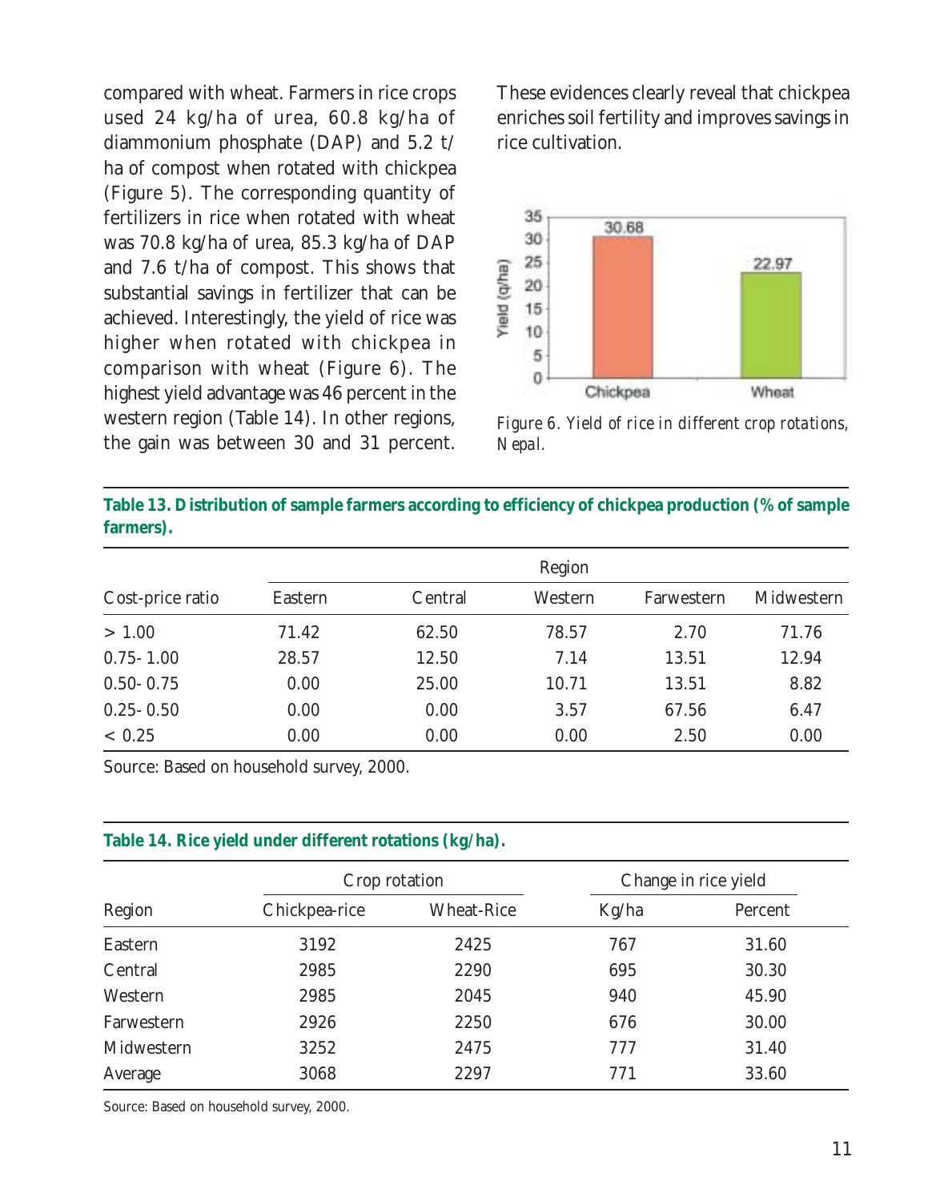compared with wheat. Farmers in rice crops used 24 kg/ha of urea, 60.8 kg/ha of diammonium phosphate (DAP) and 5.2 t/ha of compost when rotated with chickpea (Figure 5). The corresponding quantity of fertilizers in rice when rotated with wheat was 70.8 kg/ha of urea, 85.3 kg/ha of DAP and 7.6 t/ha of compost. This shows that substantial savings in fertilizer that can be achieved. Interestingly, the yield of rice was higher when rotated with chickpea in comparison with wheat (Figure 6). The highest yield advantage was 46 percent in the western region (Table 14). In other regions, the gain was between 30 and 31 percent. These evidences clearly reveal that chickpea enriches soil fertility and improves savings in rice cultivation.

*Figure 6. Yield of rice in different crop rotations, Nepal.*

**Table 13. Distribution of sample farmers according to efficiency of chickpea production (% of sample farmers).**

| Cost-price ratio | Region | | | | |
|---|---|---|---|---|---|
| | Eastern | Central | Western | Farwestern | Midwestern |
| > 1.00 | 71.42 | 62.50 | 78.57 | 2.70 | 71.76 |
| 0.75- 1.00 | 28.57 | 12.50 | 7.14 | 13.51 | 12.94 |
| 0.50- 0.75 | 0.00 | 25.00 | 10.71 | 13.51 | 8.82 |
| 0.25- 0.50 | 0.00 | 0.00 | 3.57 | 67.56 | 6.47 |
| < 0.25 | 0.00 | 0.00 | 0.00 | 2.50 | 0.00 |

Source: Based on household survey, 2000.

**Table 14. Rice yield under different rotations (kg/ha).**

| Region | Crop rotation | | Change in rice yield | |
|---|---|---|---|---|
| | Chickpea-rice | Wheat-Rice | Kg/ha | Percent |
| Eastern | 3192 | 2425 | 767 | 31.60 |
| Central | 2985 | 2290 | 695 | 30.30 |
| Western | 2985 | 2045 | 940 | 45.90 |
| Farwestern | 2926 | 2250 | 676 | 30.00 |
| Midwestern | 3252 | 2475 | 777 | 31.40 |
| Average | 3068 | 2297 | 771 | 33.60 |

Source: Based on household survey, 2000.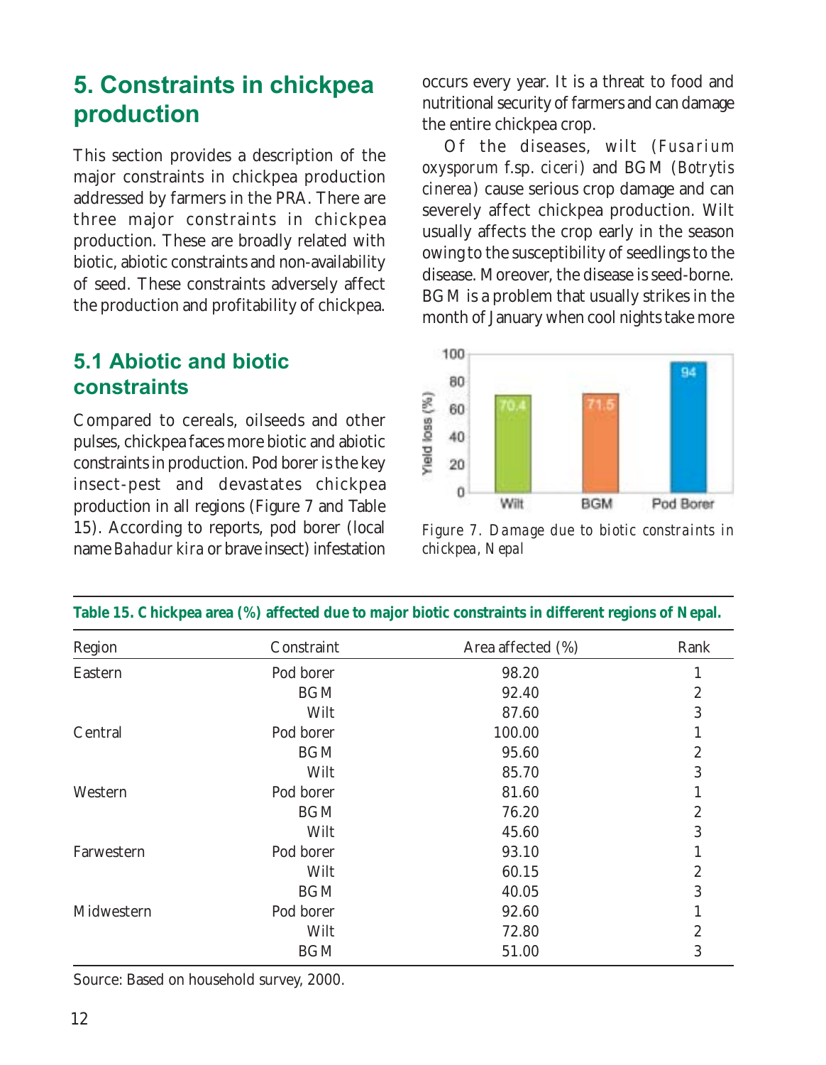## 5. Constraints in chickpea production

This section provides a description of the major constraints in chickpea production addressed by farmers in the PRA. There are three major constraints in chickpea production. These are broadly related with biotic, abiotic constraints and non-availability of seed. These constraints adversely affect the production and profitability of chickpea.

### 5.1 Abiotic and biotic constraints

Compared to cereals, oilseeds and other pulses, chickpea faces more biotic and abiotic constraints in production. Pod borer is the key insect-pest and devastates chickpea production in all regions (Figure 7 and Table 15). According to reports, pod borer (local name *Bahadur kira* or brave insect) infestation occurs every year. It is a threat to food and nutritional security of farmers and can damage the entire chickpea crop.

Of the diseases, wilt (*Fusarium oxysporum* f.sp. *ciceri*) and BGM (*Botrytis cinerea*) cause serious crop damage and can severely affect chickpea production. Wilt usually affects the crop early in the season owing to the susceptibility of seedlings to the disease. Moreover, the disease is seed-borne. BGM is a problem that usually strikes in the month of January when cool nights take more

| Constraint | Yield loss (%) |
|---|---|
| Wilt | 70.4 |
| BGM | 71.5 |
| Pod Borer | 94 |

*Figure 7. Damage due to biotic constraints in chickpea, Nepal*

**Table 15. Chickpea area (%) affected due to major biotic constraints in different regions of Nepal.**

| Region | Constraint | Area affected (%) | Rank |
|---|---|---|---|
| Eastern | Pod borer | 98.20 | 1 |
| | BGM | 92.40 | 2 |
| | Wilt | 87.60 | 3 |
| Central | Pod borer | 100.00 | 1 |
| | BGM | 95.60 | 2 |
| | Wilt | 85.70 | 3 |
| Western | Pod borer | 81.60 | 1 |
| | BGM | 76.20 | 2 |
| | Wilt | 45.60 | 3 |
| Farwestern | Pod borer | 93.10 | 1 |
| | Wilt | 60.15 | 2 |
| | BGM | 40.05 | 3 |
| Midwestern | Pod borer | 92.60 | 1 |
| | Wilt | 72.80 | 2 |
| | BGM | 51.00 | 3 |

Source: Based on household survey, 2000.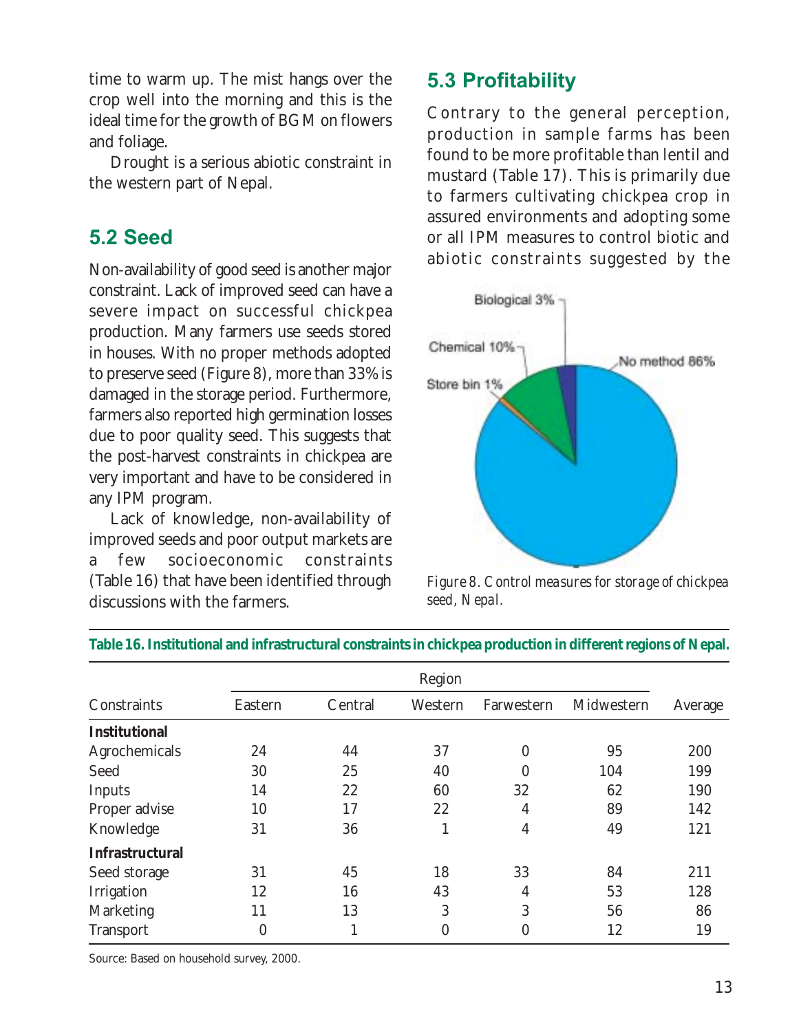time to warm up. The mist hangs over the crop well into the morning and this is the ideal time for the growth of BGM on flowers and foliage.

Drought is a serious abiotic constraint in the western part of Nepal.

## 5.2 Seed

Non-availability of good seed is another major constraint. Lack of improved seed can have a severe impact on successful chickpea production. Many farmers use seeds stored in houses. With no proper methods adopted to preserve seed (Figure 8), more than 33% is damaged in the storage period. Furthermore, farmers also reported high germination losses due to poor quality seed. This suggests that the post-harvest constraints in chickpea are very important and have to be considered in any IPM program.

Lack of knowledge, non-availability of improved seeds and poor output markets are a few socioeconomic constraints (Table 16) that have been identified through discussions with the farmers.

## 5.3 Profitability

Contrary to the general perception, production in sample farms has been found to be more profitable than lentil and mustard (Table 17). This is primarily due to farmers cultivating chickpea crop in assured environments and adopting some or all IPM measures to control biotic and abiotic constraints suggested by the

*Figure 8. Control measures for storage of chickpea seed, Nepal.*

**Table 16. Institutional and infrastructural constraints in chickpea production in different regions of Nepal.**

| Constraints | Region | | | | | Average |
|---|---|---|---|---|---|---|
| | Eastern | Central | Western | Farwestern | Midwestern | |
| **Institutional** | | | | | | |
| Agrochemicals | 24 | 44 | 37 | 0 | 95 | 200 |
| Seed | 30 | 25 | 40 | 0 | 104 | 199 |
| Inputs | 14 | 22 | 60 | 32 | 62 | 190 |
| Proper advise | 10 | 17 | 22 | 4 | 89 | 142 |
| Knowledge | 31 | 36 | 1 | 4 | 49 | 121 |
| **Infrastructural** | | | | | | |
| Seed storage | 31 | 45 | 18 | 33 | 84 | 211 |
| Irrigation | 12 | 16 | 43 | 4 | 53 | 128 |
| Marketing | 11 | 13 | 3 | 3 | 56 | 86 |
| Transport | 0 | 1 | 0 | 0 | 12 | 19 |

Source: Based on household survey, 2000.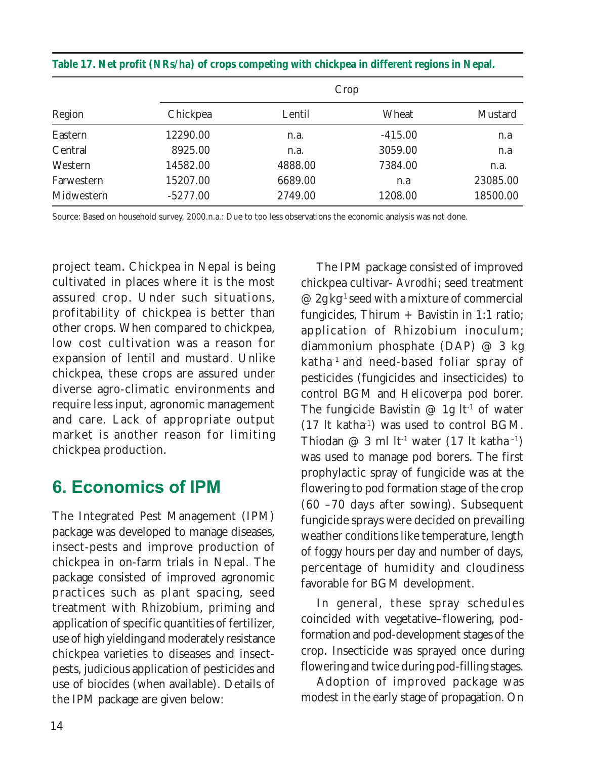**Table 17. Net profit (NRs/ha) of crops competing with chickpea in different regions in Nepal.**

| Region | Crop | | | |
|---|---|---|---|---|
| | Chickpea | Lentil | Wheat | Mustard |
| Eastern | 12290.00 | n.a. | -415.00 | n.a |
| Central | 8925.00 | n.a. | 3059.00 | n.a |
| Western | 14582.00 | 4888.00 | 7384.00 | n.a. |
| Farwestern | 15207.00 | 6689.00 | n.a | 23085.00 |
| Midwestern | -5277.00 | 2749.00 | 1208.00 | 18500.00 |

Source: Based on household survey, 2000.n.a.: Due to too less observations the economic analysis was not done.

project team. Chickpea in Nepal is being cultivated in places where it is the most assured crop. Under such situations, profitability of chickpea is better than other crops. When compared to chickpea, low cost cultivation was a reason for expansion of lentil and mustard. Unlike chickpea, these crops are assured under diverse agro-climatic environments and require less input, agronomic management and care. Lack of appropriate output market is another reason for limiting chickpea production.

## 6. Economics of IPM

The Integrated Pest Management (IPM) package was developed to manage diseases, insect-pests and improve production of chickpea in on-farm trials in Nepal. The package consisted of improved agronomic practices such as plant spacing, seed treatment with Rhizobium, priming and application of specific quantities of fertilizer, use of high yielding and moderately resistance chickpea varieties to diseases and insect-pests, judicious application of pesticides and use of biocides (when available). Details of the IPM package are given below:

The IPM package consisted of improved chickpea cultivar- *Avrodhi*; seed treatment @ 2g $kg^{-1}$ seed with a mixture of commercial fungicides, Thirum + Bavistin in 1:1 ratio; application of Rhizobium inoculum; diammonium phosphate (DAP) @ 3 kg $katha^{-1}$ and need-based foliar spray of pesticides (fungicides and insecticides) to control BGM and *Helicoverpa* pod borer. The fungicide Bavistin @ 1g $lt^{-1}$ of water (17 lt $katha^{-1}$) was used to control BGM. Thiodan @ 3 ml $lt^{-1}$ water (17 lt $katha^{-1}$) was used to manage pod borers. The first prophylactic spray of fungicide was at the flowering to pod formation stage of the crop (60 –70 days after sowing). Subsequent fungicide sprays were decided on prevailing weather conditions like temperature, length of foggy hours per day and number of days, percentage of humidity and cloudiness favorable for BGM development.

In general, these spray schedules coincided with vegetative–flowering, pod-formation and pod-development stages of the crop. Insecticide was sprayed once during flowering and twice during pod-filling stages.

Adoption of improved package was modest in the early stage of propagation. On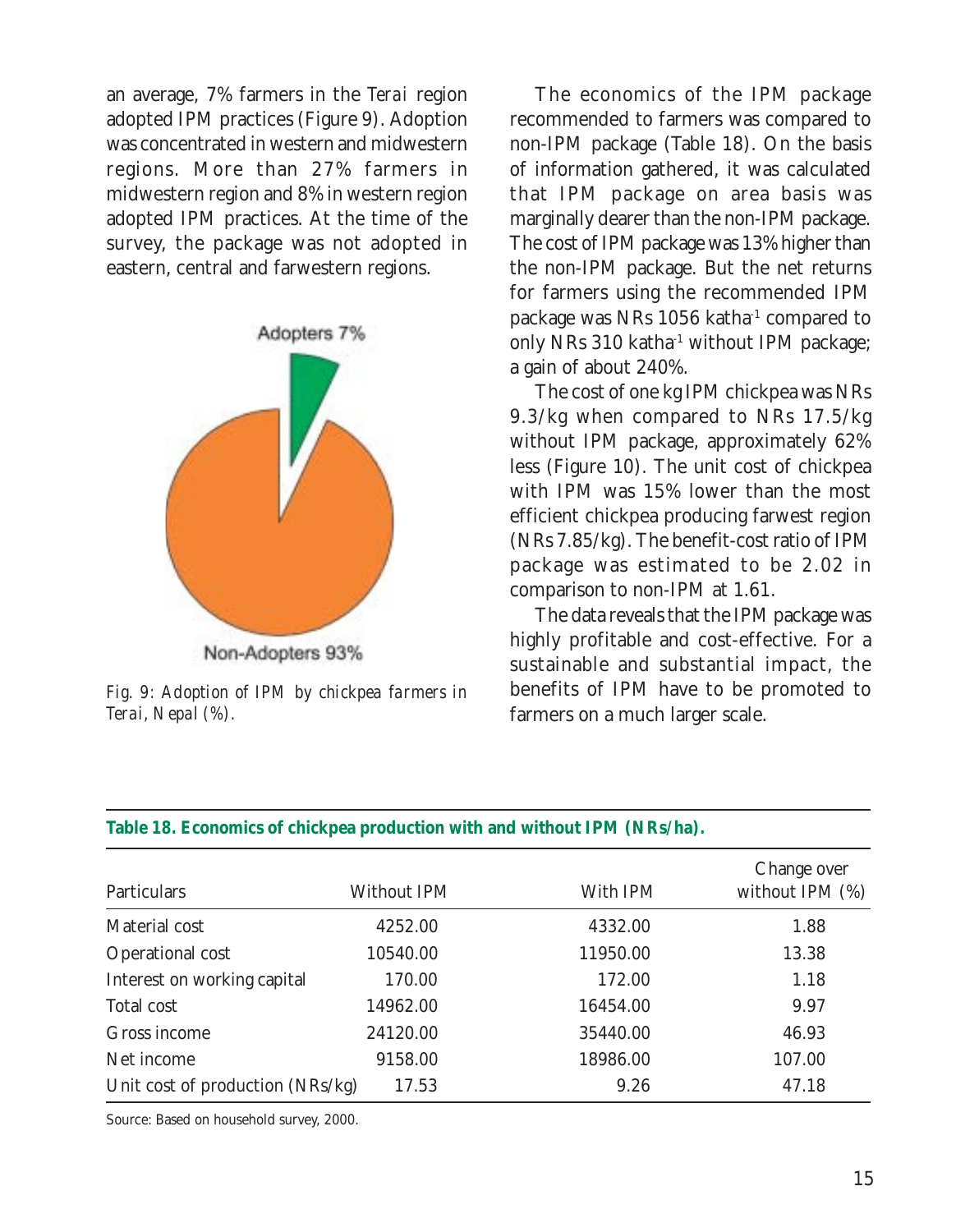an average, 7% farmers in the *Terai* region adopted IPM practices (Figure 9). Adoption was concentrated in western and midwestern regions. More than 27% farmers in midwestern region and 8% in western region adopted IPM practices. At the time of the survey, the package was not adopted in eastern, central and farwestern regions.

Adopters 7%

Non-Adopters 93%

*Fig. 9: Adoption of IPM by chickpea farmers in Terai, Nepal (%).*

The economics of the IPM package recommended to farmers was compared to non-IPM package (Table 18). On the basis of information gathered, it was calculated that IPM package on area basis was marginally dearer than the non-IPM package. The cost of IPM package was 13% higher than the non-IPM package. But the net returns for farmers using the recommended IPM package was NRs 1056 katha$^{-1}$ compared to only NRs 310 katha$^{-1}$ without IPM package; a gain of about 240%.

The cost of one kg IPM chickpea was NRs 9.3/kg when compared to NRs 17.5/kg without IPM package, approximately 62% less (Figure 10). The unit cost of chickpea with IPM was 15% lower than the most efficient chickpea producing farwest region (NRs 7.85/kg). The benefit-cost ratio of IPM package was estimated to be 2.02 in comparison to non-IPM at 1.61.

The data reveals that the IPM package was highly profitable and cost-effective. For a sustainable and substantial impact, the benefits of IPM have to be promoted to farmers on a much larger scale.

**Table 18. Economics of chickpea production with and without IPM (NRs/ha).**

| Particulars | Without IPM | With IPM | Change over without IPM (%) |
|---|---|---|---|
| Material cost | 4252.00 | 4332.00 | 1.88 |
| Operational cost | 10540.00 | 11950.00 | 13.38 |
| Interest on working capital | 170.00 | 172.00 | 1.18 |
| Total cost | 14962.00 | 16454.00 | 9.97 |
| Gross income | 24120.00 | 35440.00 | 46.93 |
| Net income | 9158.00 | 18986.00 | 107.00 |
| Unit cost of production (NRs/kg) | 17.53 | 9.26 | 47.18 |

Source: Based on household survey, 2000.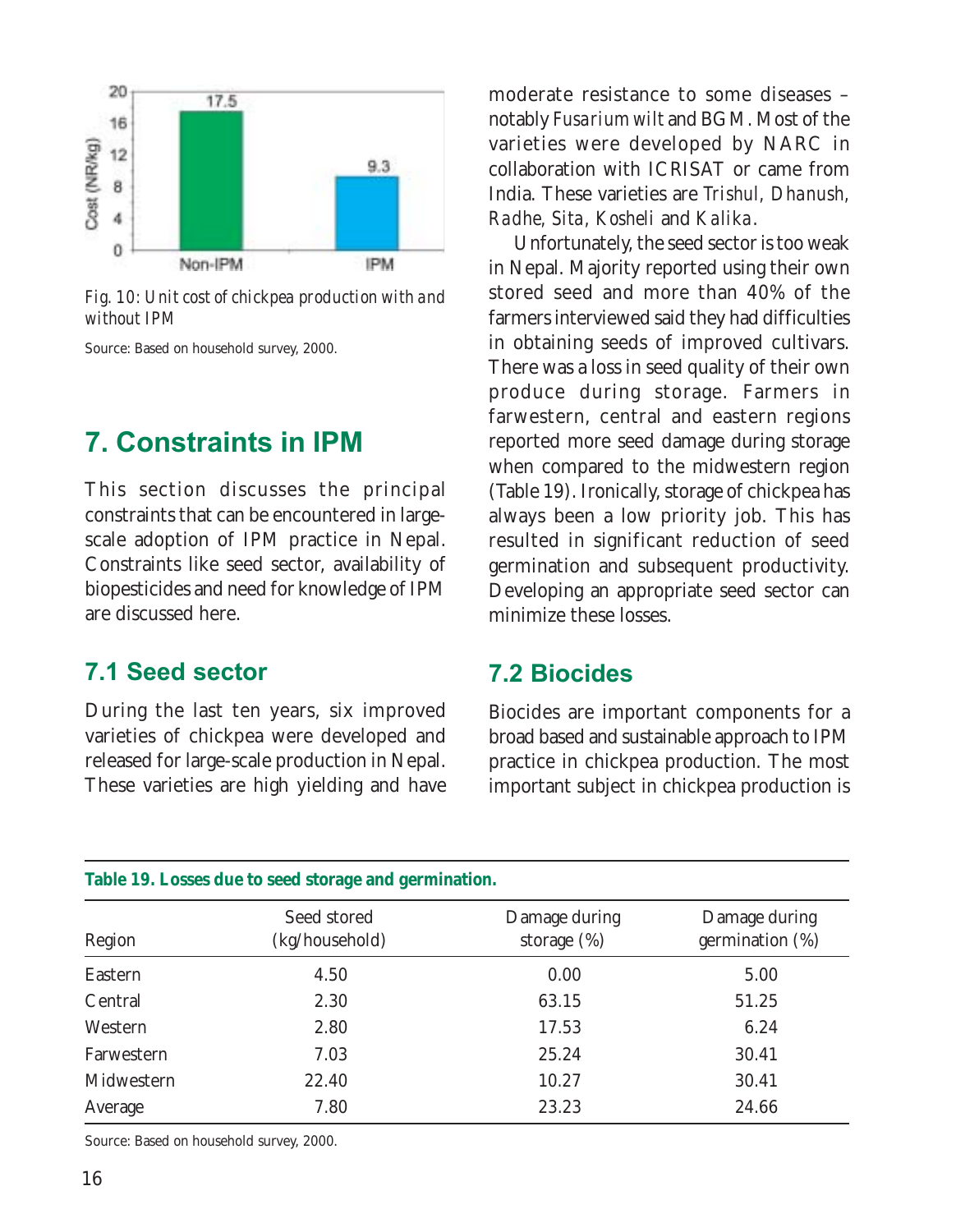Fig. 10: *Unit cost of chickpea production with and without IPM*

Source: Based on household survey, 2000.

## 7. Constraints in IPM

This section discusses the principal constraints that can be encountered in large-scale adoption of IPM practice in Nepal. Constraints like seed sector, availability of biopesticides and need for knowledge of IPM are discussed here.

### 7.1 Seed sector

During the last ten years, six improved varieties of chickpea were developed and released for large-scale production in Nepal. These varieties are high yielding and have moderate resistance to some diseases – notably *Fusarium wilt* and BGM. Most of the varieties were developed by NARC in collaboration with ICRISAT or came from India. These varieties are *Trishul, Dhanush, Radhe, Sita, Kosheli* and *Kalika*.

Unfortunately, the seed sector is too weak in Nepal. Majority reported using their own stored seed and more than 40% of the farmers interviewed said they had difficulties in obtaining seeds of improved cultivars. There was a loss in seed quality of their own produce during storage. Farmers in farwestern, central and eastern regions reported more seed damage during storage when compared to the midwestern region (Table 19). Ironically, storage of chickpea has always been a low priority job. This has resulted in significant reduction of seed germination and subsequent productivity. Developing an appropriate seed sector can minimize these losses.

### 7.2 Biocides

Biocides are important components for a broad based and sustainable approach to IPM practice in chickpea production. The most important subject in chickpea production is

**Table 19. Losses due to seed storage and germination.**

| Region | Seed stored (kg/household) | Damage during storage (%) | Damage during germination (%) |
|---|---|---|---|
| Eastern | 4.50 | 0.00 | 5.00 |
| Central | 2.30 | 63.15 | 51.25 |
| Western | 2.80 | 17.53 | 6.24 |
| Farwestern | 7.03 | 25.24 | 30.41 |
| Midwestern | 22.40 | 10.27 | 30.41 |
| Average | 7.80 | 23.23 | 24.66 |

Source: Based on household survey, 2000.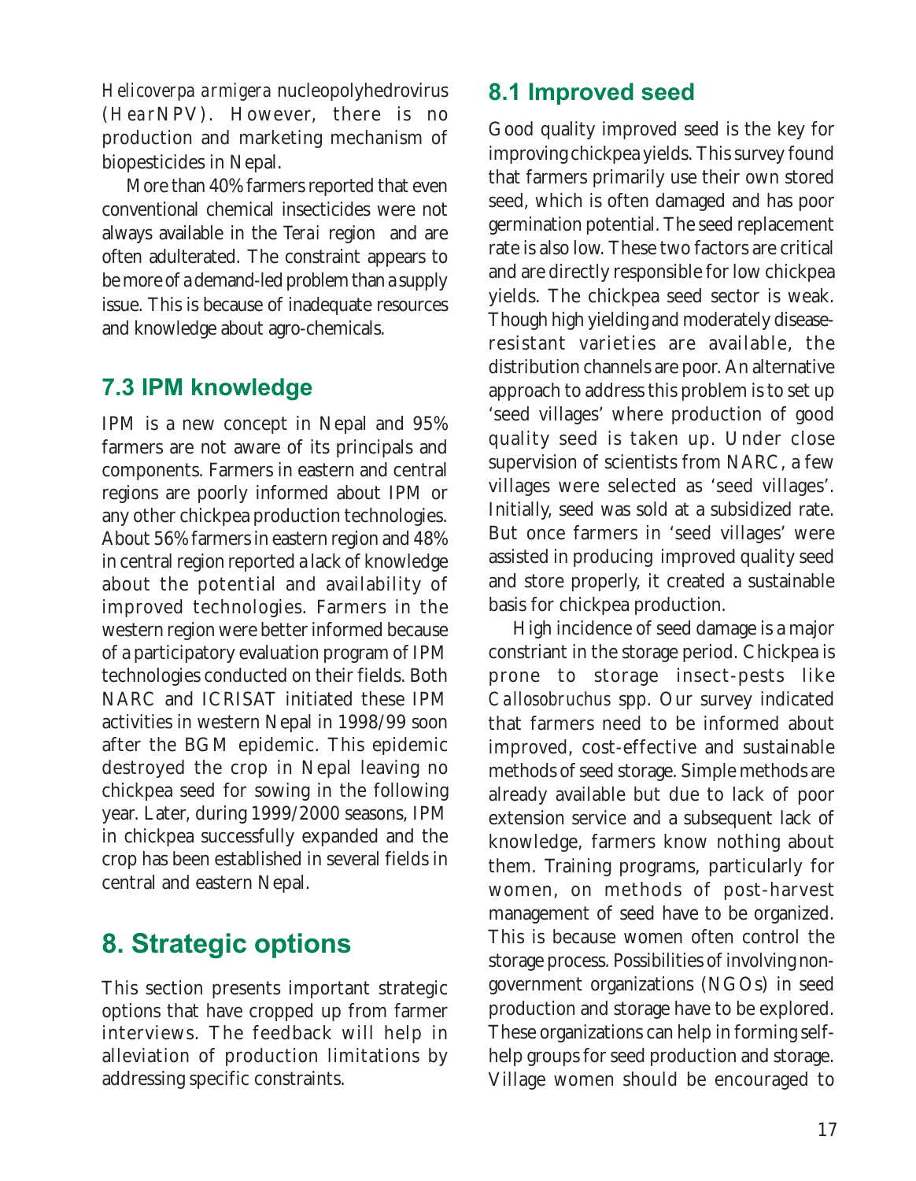*Helicoverpa armigera* nucleopolyhedrovirus (*Hear*NPV). However, there is no production and marketing mechanism of biopesticides in Nepal.

More than 40% farmers reported that even conventional chemical insecticides were not always available in the *Terai* region and are often adulterated. The constraint appears to be more of a demand-led problem than a supply issue. This is because of inadequate resources and knowledge about agro-chemicals.

## 7.3 IPM knowledge

IPM is a new concept in Nepal and 95% farmers are not aware of its principals and components. Farmers in eastern and central regions are poorly informed about IPM or any other chickpea production technologies. About 56% farmers in eastern region and 48% in central region reported a lack of knowledge about the potential and availability of improved technologies. Farmers in the western region were better informed because of a participatory evaluation program of IPM technologies conducted on their fields. Both NARC and ICRISAT initiated these IPM activities in western Nepal in 1998/99 soon after the BGM epidemic. This epidemic destroyed the crop in Nepal leaving no chickpea seed for sowing in the following year. Later, during 1999/2000 seasons, IPM in chickpea successfully expanded and the crop has been established in several fields in central and eastern Nepal.

# 8. Strategic options

This section presents important strategic options that have cropped up from farmer interviews. The feedback will help in alleviation of production limitations by addressing specific constraints.

## 8.1 Improved seed

Good quality improved seed is the key for improving chickpea yields. This survey found that farmers primarily use their own stored seed, which is often damaged and has poor germination potential. The seed replacement rate is also low. These two factors are critical and are directly responsible for low chickpea yields. The chickpea seed sector is weak. Though high yielding and moderately disease-resistant varieties are available, the distribution channels are poor. An alternative approach to address this problem is to set up 'seed villages' where production of good quality seed is taken up. Under close supervision of scientists from NARC, a few villages were selected as 'seed villages'. Initially, seed was sold at a subsidized rate. But once farmers in 'seed villages' were assisted in producing improved quality seed and store properly, it created a sustainable basis for chickpea production.

High incidence of seed damage is a major constriant in the storage period. Chickpea is prone to storage insect-pests like *Callosobruchus* spp. Our survey indicated that farmers need to be informed about improved, cost-effective and sustainable methods of seed storage. Simple methods are already available but due to lack of poor extension service and a subsequent lack of knowledge, farmers know nothing about them. Training programs, particularly for women, on methods of post-harvest management of seed have to be organized. This is because women often control the storage process. Possibilities of involving non-government organizations (NGOs) in seed production and storage have to be explored. These organizations can help in forming self-help groups for seed production and storage. Village women should be encouraged to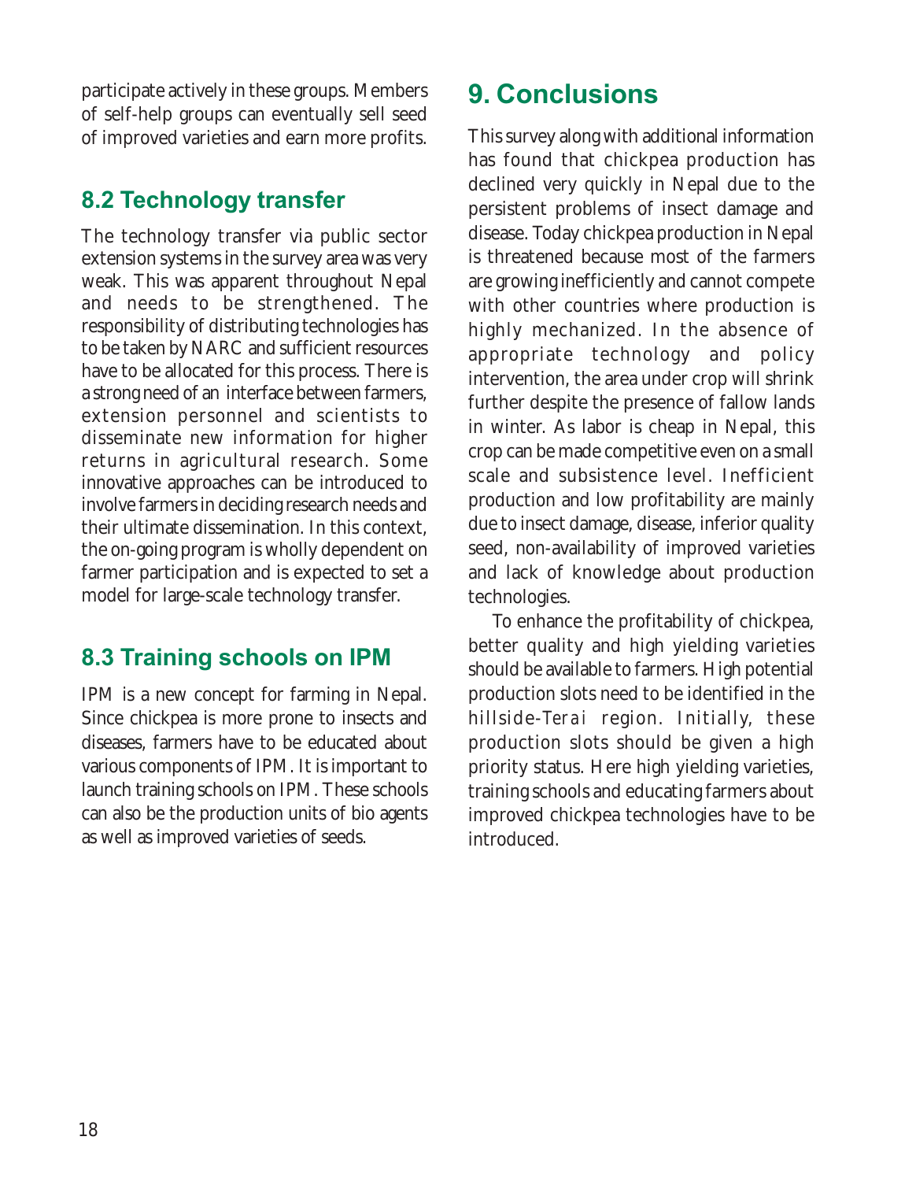participate actively in these groups. Members of self-help groups can eventually sell seed of improved varieties and earn more profits.

## 8.2 Technology transfer

The technology transfer via public sector extension systems in the survey area was very weak. This was apparent throughout Nepal and needs to be strengthened. The responsibility of distributing technologies has to be taken by NARC and sufficient resources have to be allocated for this process. There is a strong need of an interface between farmers, extension personnel and scientists to disseminate new information for higher returns in agricultural research. Some innovative approaches can be introduced to involve farmers in deciding research needs and their ultimate dissemination. In this context, the on-going program is wholly dependent on farmer participation and is expected to set a model for large-scale technology transfer.

## 8.3 Training schools on IPM

IPM is a new concept for farming in Nepal. Since chickpea is more prone to insects and diseases, farmers have to be educated about various components of IPM. It is important to launch training schools on IPM. These schools can also be the production units of bio agents as well as improved varieties of seeds.

# 9. Conclusions

This survey along with additional information has found that chickpea production has declined very quickly in Nepal due to the persistent problems of insect damage and disease. Today chickpea production in Nepal is threatened because most of the farmers are growing inefficiently and cannot compete with other countries where production is highly mechanized. In the absence of appropriate technology and policy intervention, the area under crop will shrink further despite the presence of fallow lands in winter. As labor is cheap in Nepal, this crop can be made competitive even on a small scale and subsistence level. Inefficient production and low profitability are mainly due to insect damage, disease, inferior quality seed, non-availability of improved varieties and lack of knowledge about production technologies.

To enhance the profitability of chickpea, better quality and high yielding varieties should be available to farmers. High potential production slots need to be identified in the hillside-*Terai* region. Initially, these production slots should be given a high priority status. Here high yielding varieties, training schools and educating farmers about improved chickpea technologies have to be introduced.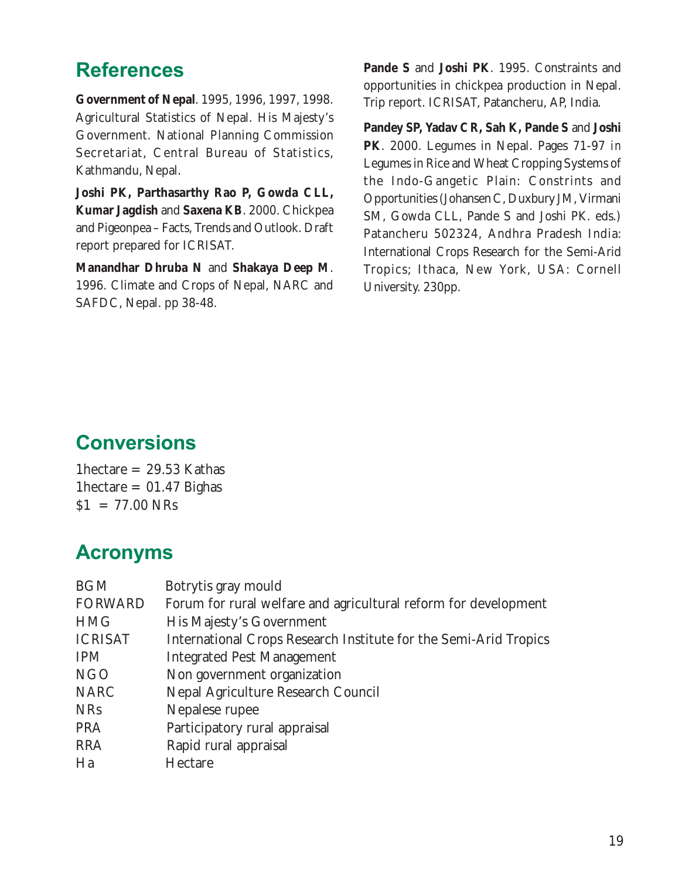## References

**Government of Nepal**. 1995, 1996, 1997, 1998. Agricultural Statistics of Nepal. His Majesty's Government. National Planning Commission Secretariat, Central Bureau of Statistics, Kathmandu, Nepal.

**Joshi PK, Parthasarthy Rao P, Gowda CLL, Kumar Jagdish** and **Saxena KB**. 2000. Chickpea and Pigeonpea – Facts, Trends and Outlook. Draft report prepared for ICRISAT.

**Manandhar Dhruba N** and **Shakaya Deep M**. 1996. Climate and Crops of Nepal, NARC and SAFDC, Nepal. pp 38-48.

**Pande S** and **Joshi PK**. 1995. Constraints and opportunities in chickpea production in Nepal. Trip report. ICRISAT, Patancheru, AP, India.

**Pandey SP, Yadav CR, Sah K, Pande S** and **Joshi PK**. 2000. Legumes in Nepal. Pages 71-97 in Legumes in Rice and Wheat Cropping Systems of the Indo-Gangetic Plain: Constrints and Opportunities (Johansen C, Duxbury JM, Virmani SM, Gowda CLL, Pande S and Joshi PK. eds.) Patancheru 502324, Andhra Pradesh India: International Crops Research for the Semi-Arid Tropics; Ithaca, New York, USA: Cornell University. 230pp.

## Conversions

1hectare = 29.53 Kathas
1hectare = 01.47 Bighas
$1 = 77.00 NRs

## Acronyms

| | |
|---|---|
| BGM | Botrytis gray mould |
| FORWARD | Forum for rural welfare and agricultural reform for development |
| HMG | His Majesty's Government |
| ICRISAT | International Crops Research Institute for the Semi-Arid Tropics |
| IPM | Integrated Pest Management |
| NGO | Non government organization |
| NARC | Nepal Agriculture Research Council |
| NRs | Nepalese rupee |
| PRA | Participatory rural appraisal |
| RRA | Rapid rural appraisal |
| Ha | Hectare |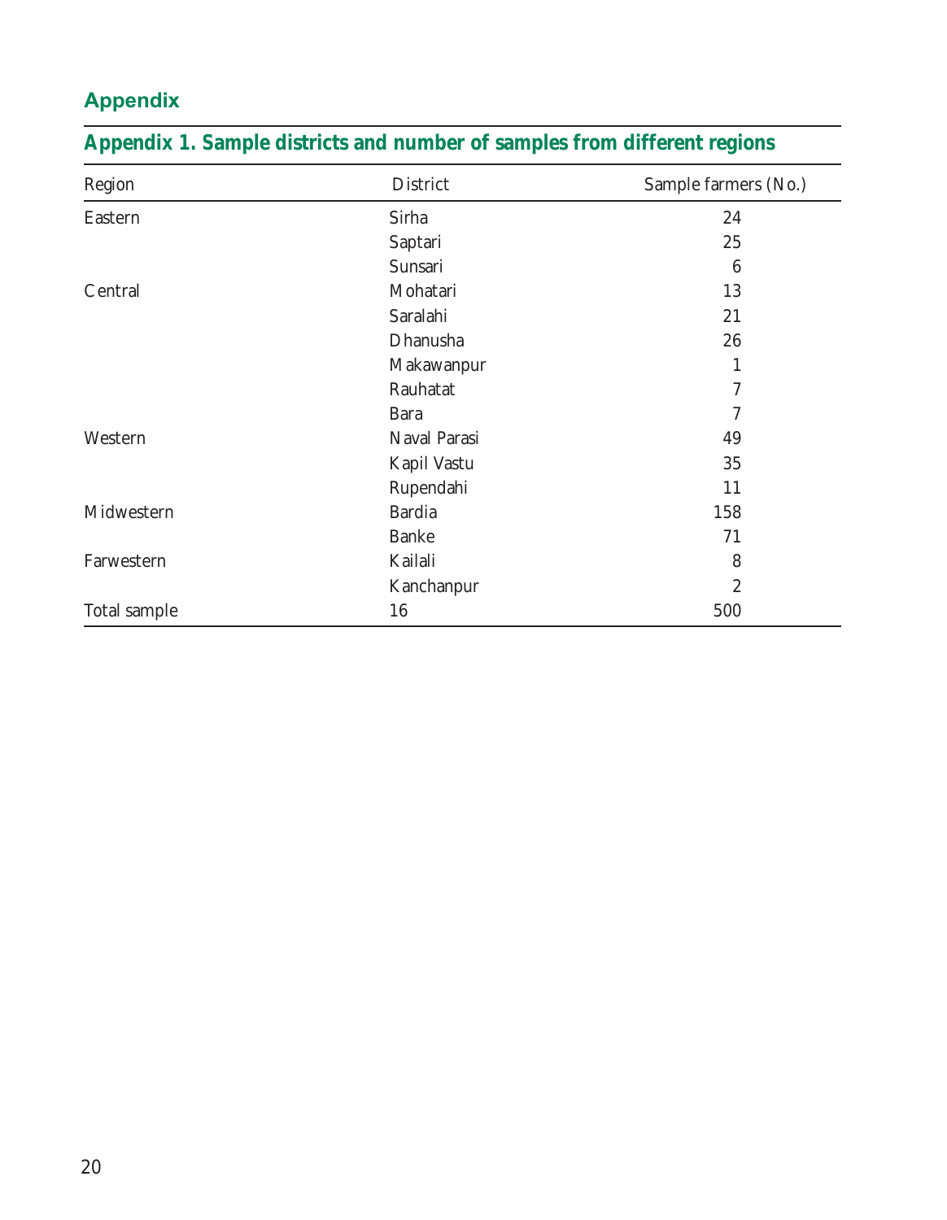## Appendix

### Appendix 1. Sample districts and number of samples from different regions

| Region | District | Sample farmers (No.) |
|---|---|---|
| Eastern | Sirha | 24 |
| | Saptari | 25 |
| | Sunsari | 6 |
| Central | Mohatari | 13 |
| | Saralahi | 21 |
| | Dhanusha | 26 |
| | Makawanpur | 1 |
| | Rauhatat | 7 |
| | Bara | 7 |
| Western | Naval Parasi | 49 |
| | Kapil Vastu | 35 |
| | Rupendahi | 11 |
| Midwestern | Bardia | 158 |
| | Banke | 71 |
| Farwestern | Kailali | 8 |
| | Kanchanpur | 2 |
| Total sample | 16 | 500 |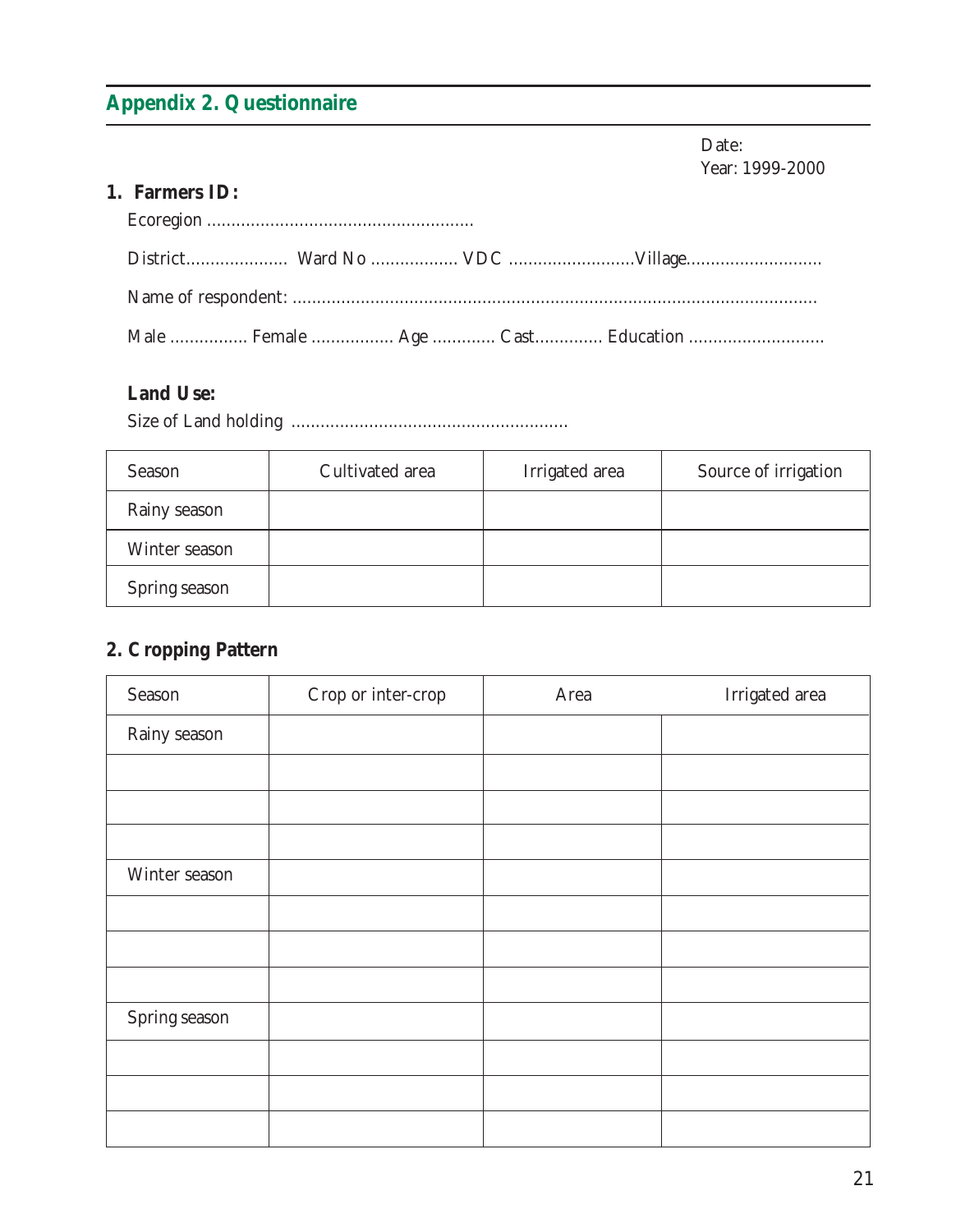## Appendix 2. Questionnaire

Date:

Year: 1999-2000

**1. Farmers ID:**

Ecoregion .......................................................

District..................... Ward No .................. VDC ..........................Village............................

Name of respondent: ..........................................................................................................

Male ................ Female ................. Age ............. Cast.............. Education ............................

**Land Use:**

Size of Land holding .........................................................

| Season | Cultivated area | Irrigated area | Source of irrigation |
|---|---|---|---|
| Rainy season | | | |
| Winter season | | | |
| Spring season | | | |

**2. Cropping Pattern**

| Season | Crop or inter-crop | Area | Irrigated area |
|---|---|---|---|
| Rainy season | | | |
| | | | |
| | | | |
| | | | |
| Winter season | | | |
| | | | |
| | | | |
| | | | |
| Spring season | | | |
| | | | |
| | | | |
| | | | |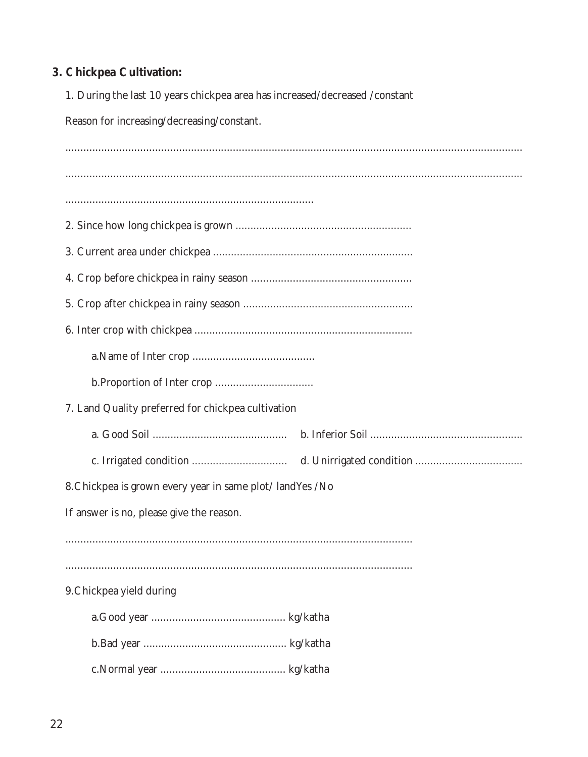### 3. Chickpea Cultivation:

1. During the last 10 years chickpea area has increased/decreased /constant

Reason for increasing/decreasing/constant.

..............................................................................................................................................

..............................................................................................................................................

..................................................................................

2. Since how long chickpea is grown ..........................................................

3. Current area under chickpea ..................................................................

4. Crop before chickpea in rainy season .....................................................

5. Crop after chickpea in rainy season ........................................................

6. Inter crop with chickpea ........................................................................

   a. Name of Inter crop ........................................

   b. Proportion of Inter crop ................................

7. Land Quality preferred for chickpea cultivation

   a. Good Soil ............................................ b. Inferior Soil ..................................................

   c. Irrigated condition ................................ d. Unirrigated condition ...................................

8. Chickpea is grown every year in same plot/ land Yes /No

If answer is no, please give the reason.

....................................................................................................................

....................................................................................................................

9. Chickpea yield during

   a. Good year ............................................ kg/katha

   b. Bad year ............................................... kg/katha

   c. Normal year ......................................... kg/katha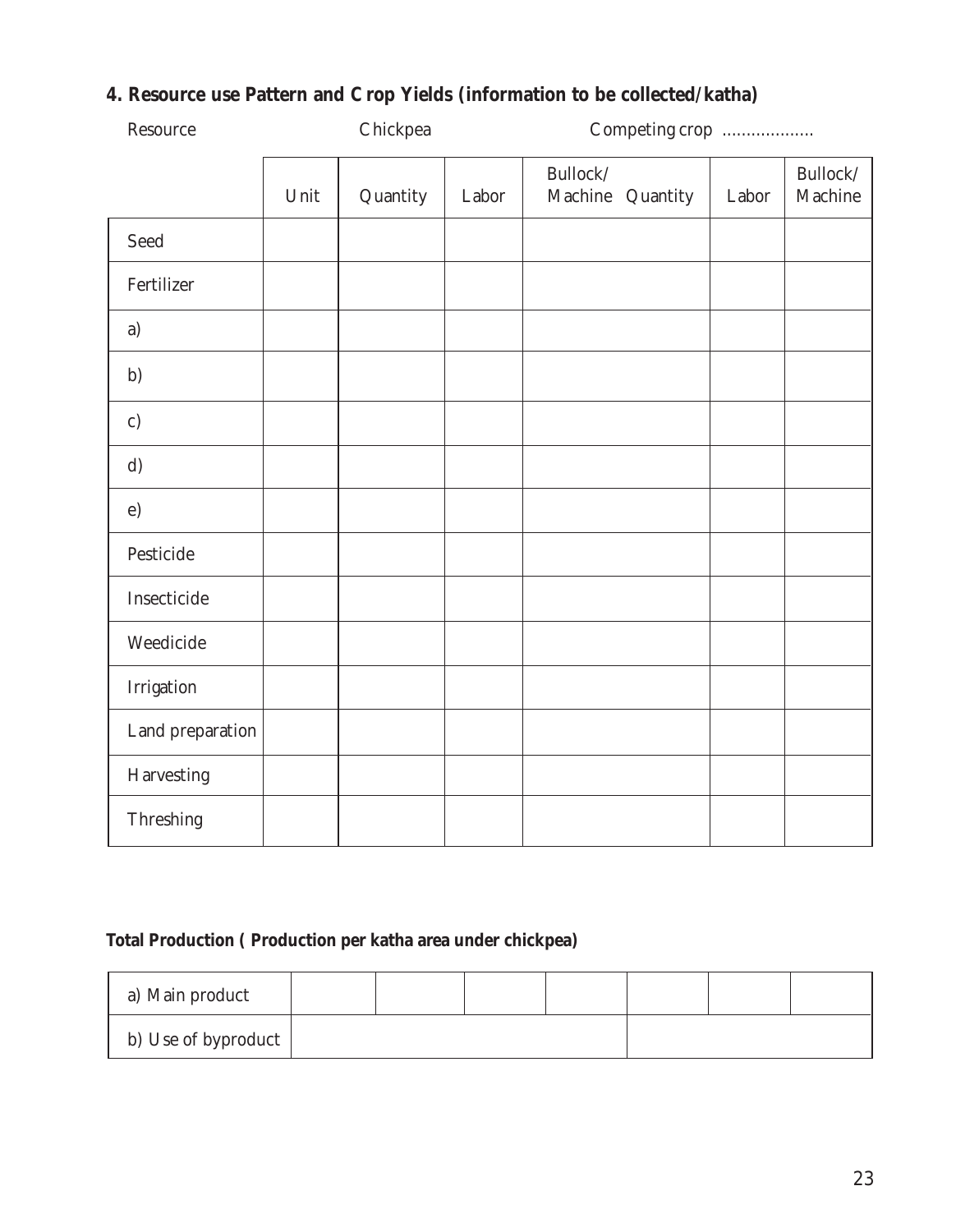## 4. Resource use Pattern and Crop Yields (information to be collected/katha)

| Resource | Chickpea | | | | Competing crop .................. | | |
|---|---|---|---|---|---|---|---|
| | Unit | Quantity | Labor | Bullock/ Machine | Quantity | Labor | Bullock/ Machine |
| Seed | | | | | | | |
| Fertilizer | | | | | | | |
| a) | | | | | | | |
| b) | | | | | | | |
| c) | | | | | | | |
| d) | | | | | | | |
| e) | | | | | | | |
| Pesticide | | | | | | | |
| Insecticide | | | | | | | |
| Weedicide | | | | | | | |
| Irrigation | | | | | | | |
| Land preparation | | | | | | | |
| Harvesting | | | | | | | |
| Threshing | | | | | | | |

**Total Production ( Production per katha area under chickpea)**

| | | | | | | | |
|---|---|---|---|---|---|---|---|
| a) Main product | | | | | | | |
| b) Use of byproduct | | | | | | | |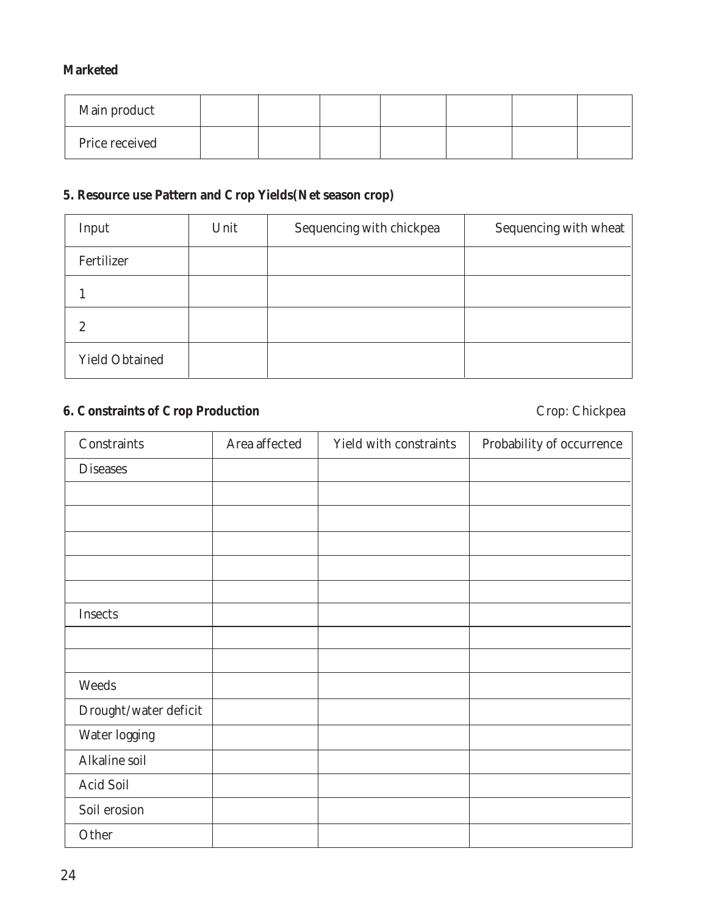**Marketed**

| Main product | | | | | | | |
|---|---|---|---|---|---|---|---|
| Price received | | | | | | | |

### 5. Resource use Pattern and Crop Yields(Net season crop)

| Input | Unit | Sequencing with chickpea | Sequencing with wheat |
|---|---|---|---|
| Fertilizer | | | |
| 1 | | | |
| 2 | | | |
| Yield Obtained | | | |

### 6. Constraints of Crop Production

Crop: Chickpea

| Constraints | Area affected | Yield with constraints | Probability of occurrence |
|---|---|---|---|
| Diseases | | | |
| | | | |
| | | | |
| | | | |
| | | | |
| | | | |
| Insects | | | |
| | | | |
| | | | |
| Weeds | | | |
| Drought/water deficit | | | |
| Water logging | | | |
| Alkaline soil | | | |
| Acid Soil | | | |
| Soil erosion | | | |
| Other | | | |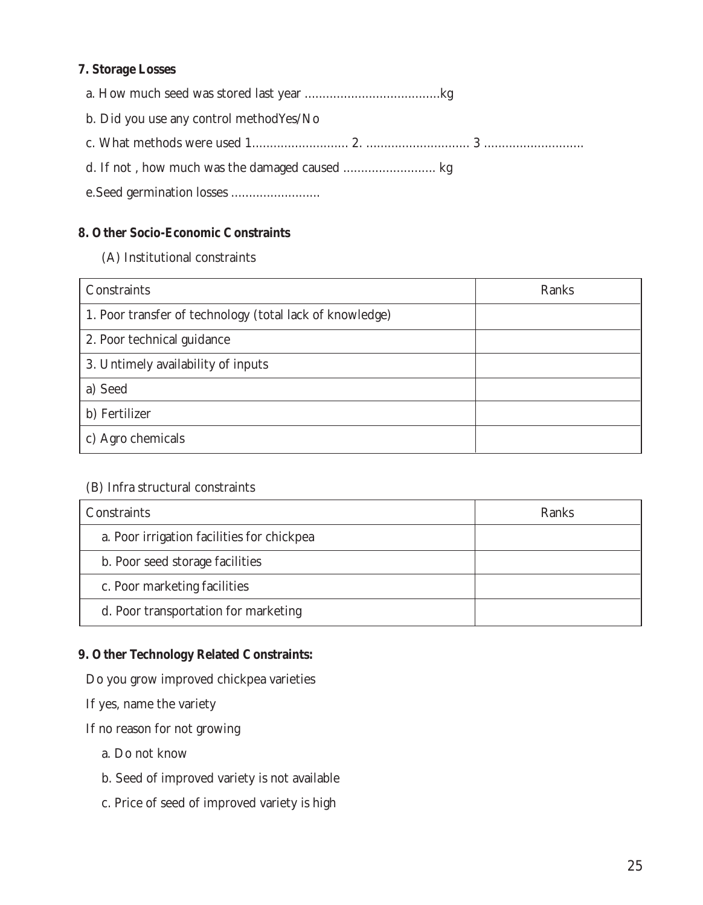**7. Storage Losses**

a. How much seed was stored last year ......................................kg

b. Did you use any control methodYes/No

c. What methods were used 1........................... 2. ............................ 3 ............................

d. If not , how much was the damaged caused .......................... kg

e.Seed germination losses .........................

**8. Other Socio-Economic Constraints**

(A) Institutional constraints

| Constraints | Ranks |
|---|---|
| 1. Poor transfer of technology (total lack of knowledge) | |
| 2. Poor technical guidance | |
| 3. Untimely availability of inputs | |
| a) Seed | |
| b) Fertilizer | |
| c) Agro chemicals | |

(B) Infra structural constraints

| Constraints | Ranks |
|---|---|
| a. Poor irrigation facilities for chickpea | |
| b. Poor seed storage facilities | |
| c. Poor marketing facilities | |
| d. Poor transportation for marketing | |

**9. Other Technology Related Constraints:**

Do you grow improved chickpea varieties

If yes, name the variety

If no reason for not growing

a. Do not know

b. Seed of improved variety is not available

c. Price of seed of improved variety is high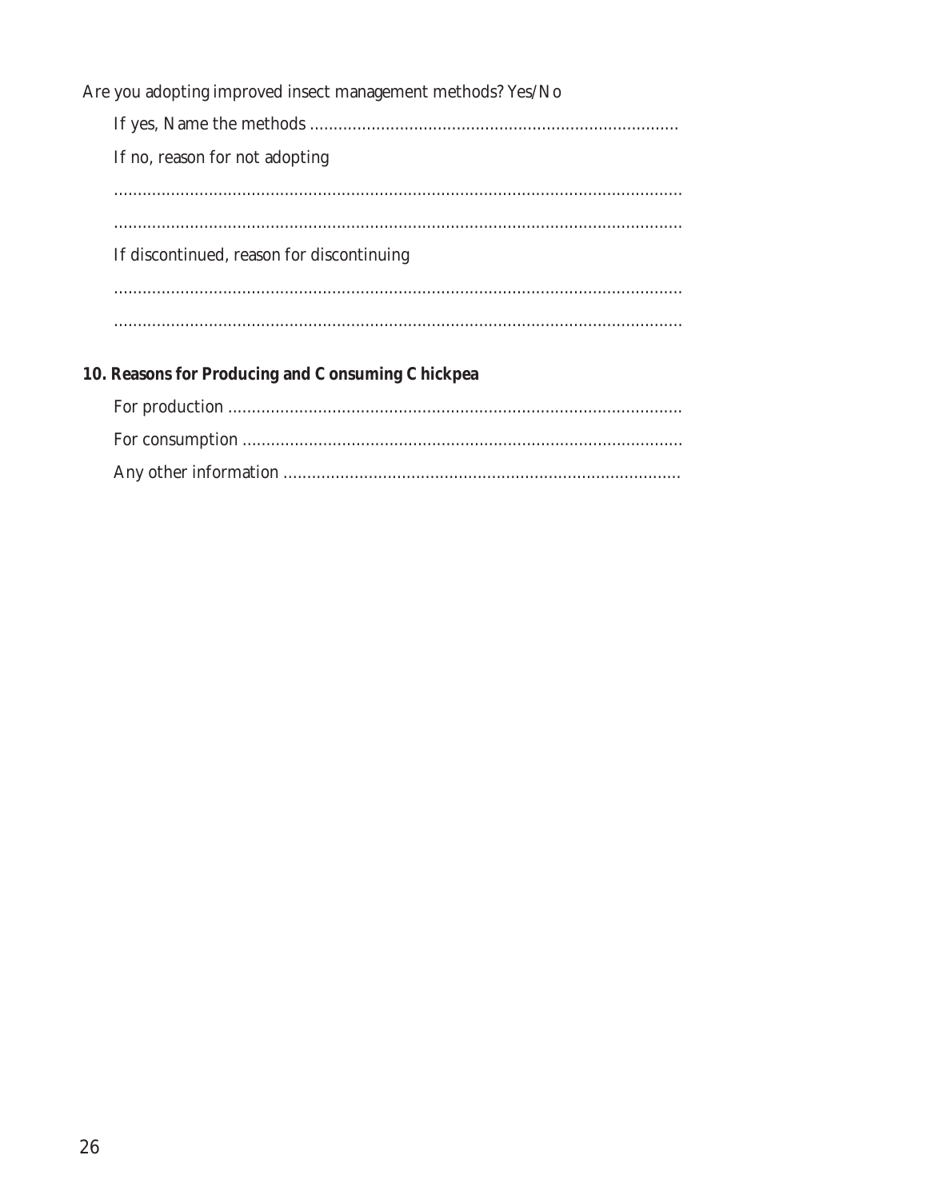Are you adopting improved insect management methods? Yes/No

If yes, Name the methods ............................................................................

If no, reason for not adopting

........................................................................................................................

........................................................................................................................

If discontinued, reason for discontinuing

........................................................................................................................

........................................................................................................................

**10. Reasons for Producing and Consuming Chickpea**

For production ..............................................................................................

For consumption ...........................................................................................

Any other information ..................................................................................